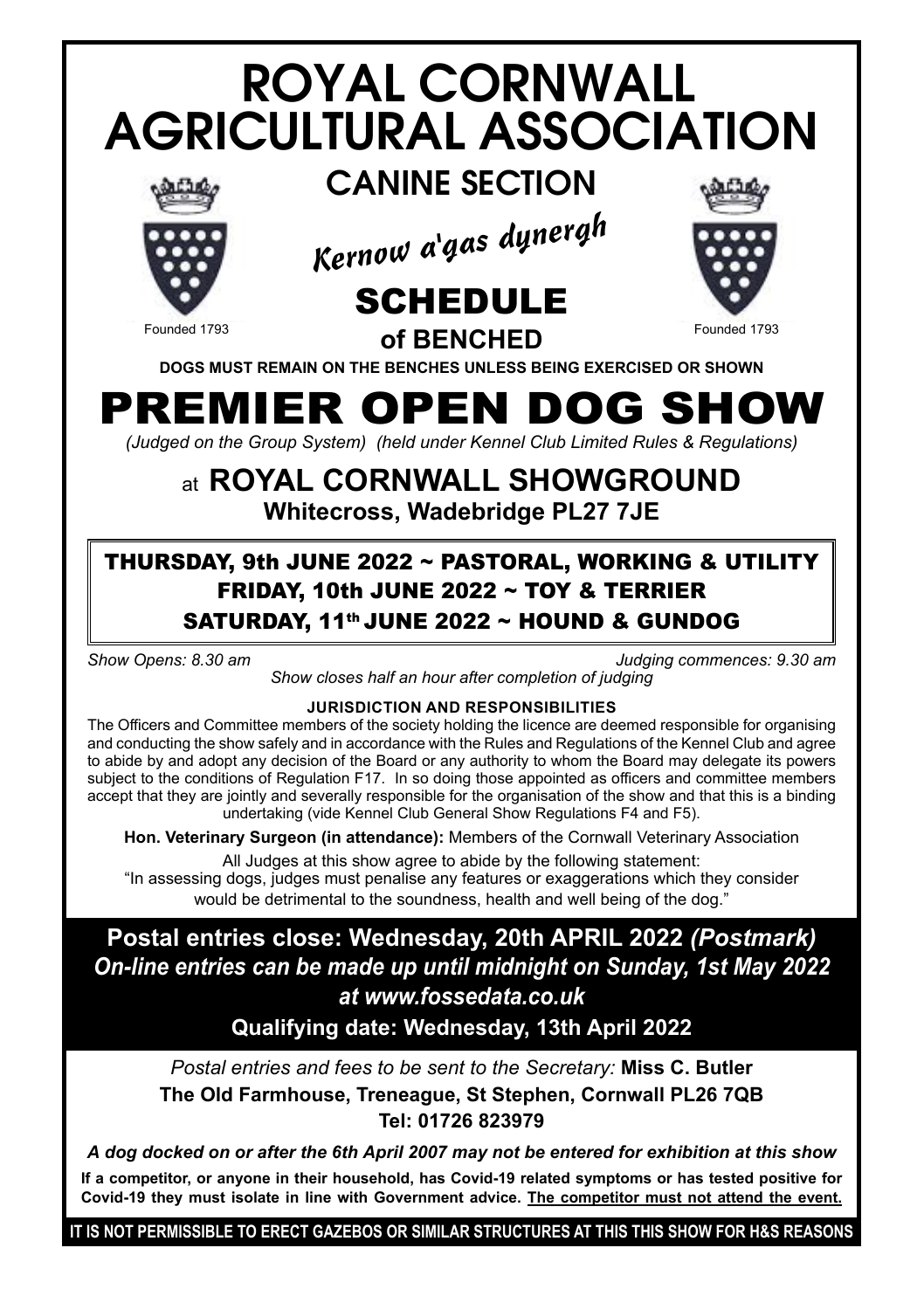# ROYAL CORNWALL AGRICULTURAL ASSOCIATION

## CANINE SECTION

*Kernow a'gas dynergh*

Founded 1793

## SCHEDULE

### of BENCHED

**DOGS MUST REMAIN ON THE BENCHES UNLESS BEING EXERCISED OR SHOWN**

# PREMIER OPEN DOG SHOW

*(Judged on the Group System) (held under Kennel Club Limited Rules & Regulations)*

## at ROYAL CORNWALL SHOWGROUND

**Whitecross, Wadebridge PL27 7JE**

**THURSDAY, 9th JUNE 2022 ~ PASTORAL, WORKING & UTILITY**
**FRIDAY, 10th JUNE 2022 ~ TOY & TERRIER**
**SATURDAY, 11th JUNE 2022 ~ HOUND & GUNDOG**

*Show Opens: 8.30 am* *Judging commences: 9.30 am*

*Show closes half an hour after completion of judging*

**JURISDICTION AND RESPONSIBILITIES**

The Officers and Committee members of the society holding the licence are deemed responsible for organising and conducting the show safely and in accordance with the Rules and Regulations of the Kennel Club and agree to abide by and adopt any decision of the Board or any authority to whom the Board may delegate its powers subject to the conditions of Regulation F17. In so doing those appointed as officers and committee members accept that they are jointly and severally responsible for the organisation of the show and that this is a binding undertaking (vide Kennel Club General Show Regulations F4 and F5).

**Hon. Veterinary Surgeon (in attendance):** Members of the Cornwall Veterinary Association

All Judges at this show agree to abide by the following statement:
"In assessing dogs, judges must penalise any features or exaggerations which they consider would be detrimental to the soundness, health and well being of the dog."

**Postal entries close: Wednesday, 20th APRIL 2022 *(Postmark)***

***On-line entries can be made up until midnight on Sunday, 1st May 2022 at www.fossedata.co.uk***

**Qualifying date: Wednesday, 13th April 2022**

*Postal entries and fees to be sent to the Secretary:* **Miss C. Butler**
**The Old Farmhouse, Treneague, St Stephen, Cornwall PL26 7QB**
**Tel: 01726 823979**

***A dog docked on or after the 6th April 2007 may not be entered for exhibition at this show***

**If a competitor, or anyone in their household, has Covid-19 related symptoms or has tested positive for Covid-19 they must isolate in line with Government advice. The competitor must not attend the event.**

**IT IS NOT PERMISSIBLE TO ERECT GAZEBOS OR SIMILAR STRUCTURES AT THIS THIS SHOW FOR H&S REASONS**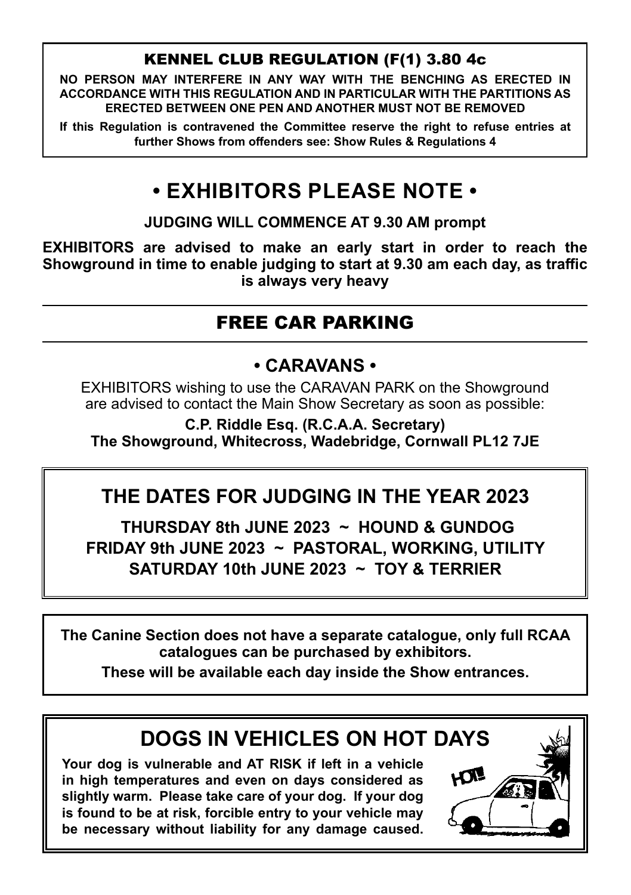## KENNEL CLUB REGULATION (F(1) 3.80 4c

**NO PERSON MAY INTERFERE IN ANY WAY WITH THE BENCHING AS ERECTED IN ACCORDANCE WITH THIS REGULATION AND IN PARTICULAR WITH THE PARTITIONS AS ERECTED BETWEEN ONE PEN AND ANOTHER MUST NOT BE REMOVED**

**If this Regulation is contravened the Committee reserve the right to refuse entries at further Shows from offenders see: Show Rules & Regulations 4**

# • EXHIBITORS PLEASE NOTE •

**JUDGING WILL COMMENCE AT 9.30 AM prompt**

**EXHIBITORS are advised to make an early start in order to reach the Showground in time to enable judging to start at 9.30 am each day, as traffic is always very heavy**

## FREE CAR PARKING

## • CARAVANS •

EXHIBITORS wishing to use the CARAVAN PARK on the Showground are advised to contact the Main Show Secretary as soon as possible:

**C.P. Riddle Esq. (R.C.A.A. Secretary)**
**The Showground, Whitecross, Wadebridge, Cornwall PL12 7JE**

## THE DATES FOR JUDGING IN THE YEAR 2023

**THURSDAY 8th JUNE 2023 ~ HOUND & GUNDOG**
**FRIDAY 9th JUNE 2023 ~ PASTORAL, WORKING, UTILITY**
**SATURDAY 10th JUNE 2023 ~ TOY & TERRIER**

**The Canine Section does not have a separate catalogue, only full RCAA catalogues can be purchased by exhibitors.**

**These will be available each day inside the Show entrances.**

## DOGS IN VEHICLES ON HOT DAYS

**Your dog is vulnerable and AT RISK if left in a vehicle in high temperatures and even on days considered as slightly warm. Please take care of your dog. If your dog is found to be at risk, forcible entry to your vehicle may be necessary without liability for any damage caused.**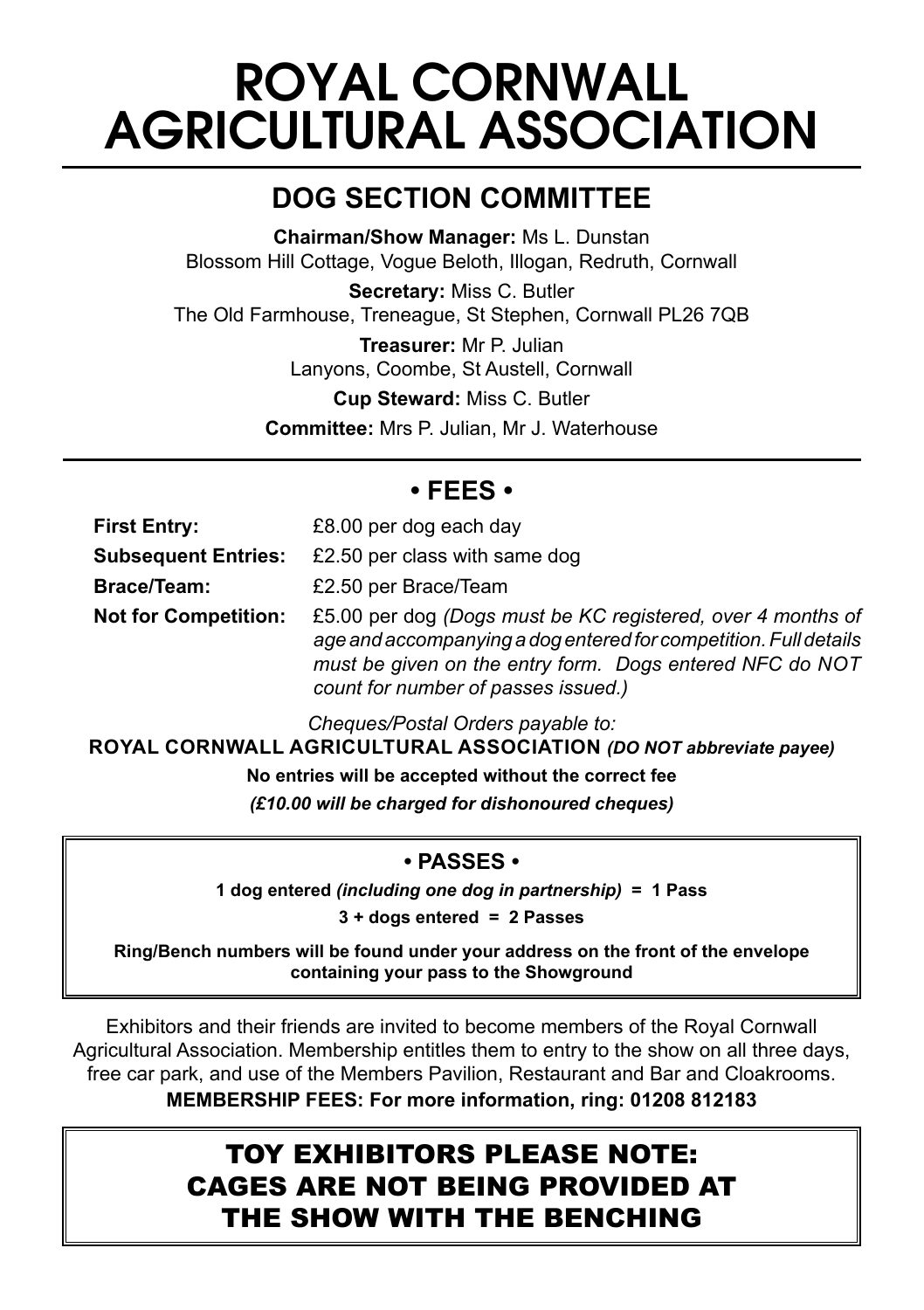# ROYAL CORNWALL AGRICULTURAL ASSOCIATION

## DOG SECTION COMMITTEE

**Chairman/Show Manager:** Ms L. Dunstan
Blossom Hill Cottage, Vogue Beloth, Illogan, Redruth, Cornwall

**Secretary:** Miss C. Butler
The Old Farmhouse, Treneague, St Stephen, Cornwall PL26 7QB

**Treasurer:** Mr P. Julian
Lanyons, Coombe, St Austell, Cornwall

**Cup Steward:** Miss C. Butler

**Committee:** Mrs P. Julian, Mr J. Waterhouse

## • FEES •

| | |
|---|---|
| **First Entry:** | £8.00 per dog each day |
| **Subsequent Entries:** | £2.50 per class with same dog |
| **Brace/Team:** | £2.50 per Brace/Team |
| **Not for Competition:** | £5.00 per dog *(Dogs must be KC registered, over 4 months of age and accompanying a dog entered for competition. Full details must be given on the entry form. Dogs entered NFC do NOT count for number of passes issued.)* |

*Cheques/Postal Orders payable to:*

**ROYAL CORNWALL AGRICULTURAL ASSOCIATION** ***(DO NOT abbreviate payee)***

**No entries will be accepted without the correct fee**

***(£10.00 will be charged for dishonoured cheques)***

### • PASSES •

**1 dog entered** ***(including one dog in partnership)*** **= 1 Pass**

**3 + dogs entered = 2 Passes**

**Ring/Bench numbers will be found under your address on the front of the envelope containing your pass to the Showground**

Exhibitors and their friends are invited to become members of the Royal Cornwall Agricultural Association. Membership entitles them to entry to the show on all three days, free car park, and use of the Members Pavilion, Restaurant and Bar and Cloakrooms.

**MEMBERSHIP FEES: For more information, ring: 01208 812183**

## TOY EXHIBITORS PLEASE NOTE: CAGES ARE NOT BEING PROVIDED AT THE SHOW WITH THE BENCHING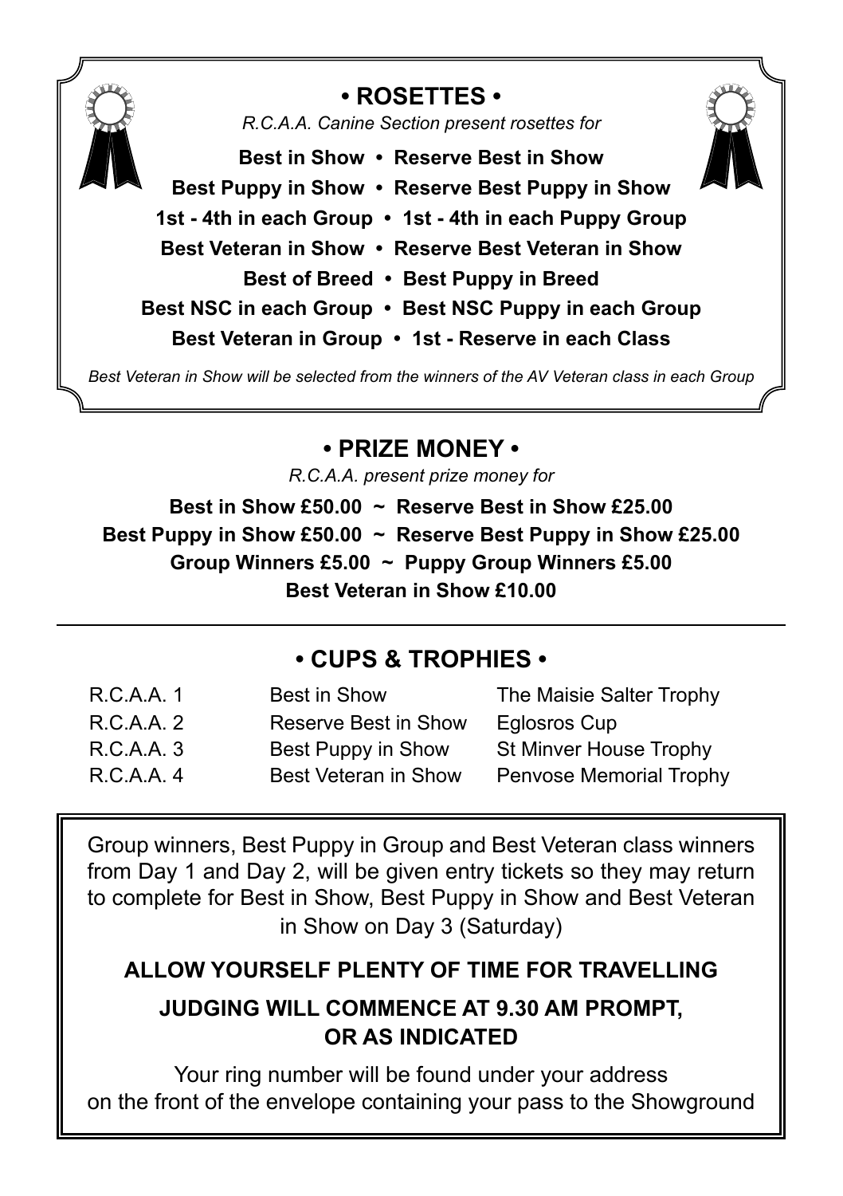## • ROSETTES •

*R.C.A.A. Canine Section present rosettes for*

**Best in Show • Reserve Best in Show**

**Best Puppy in Show • Reserve Best Puppy in Show**

**1st - 4th in each Group • 1st - 4th in each Puppy Group**

**Best Veteran in Show • Reserve Best Veteran in Show**

**Best of Breed • Best Puppy in Breed**

**Best NSC in each Group • Best NSC Puppy in each Group**

**Best Veteran in Group • 1st - Reserve in each Class**

*Best Veteran in Show will be selected from the winners of the AV Veteran class in each Group*

## • PRIZE MONEY •

*R.C.A.A. present prize money for*

**Best in Show £50.00 ~ Reserve Best in Show £25.00**

**Best Puppy in Show £50.00 ~ Reserve Best Puppy in Show £25.00**

**Group Winners £5.00 ~ Puppy Group Winners £5.00**

**Best Veteran in Show £10.00**

---

## • CUPS & TROPHIES •

| | | |
|---|---|---|
| R.C.A.A. 1 | Best in Show | The Maisie Salter Trophy |
| R.C.A.A. 2 | Reserve Best in Show | Eglosros Cup |
| R.C.A.A. 3 | Best Puppy in Show | St Minver House Trophy |
| R.C.A.A. 4 | Best Veteran in Show | Penvose Memorial Trophy |

Group winners, Best Puppy in Group and Best Veteran class winners from Day 1 and Day 2, will be given entry tickets so they may return to complete for Best in Show, Best Puppy in Show and Best Veteran in Show on Day 3 (Saturday)

**ALLOW YOURSELF PLENTY OF TIME FOR TRAVELLING**

**JUDGING WILL COMMENCE AT 9.30 AM PROMPT, OR AS INDICATED**

Your ring number will be found under your address on the front of the envelope containing your pass to the Showground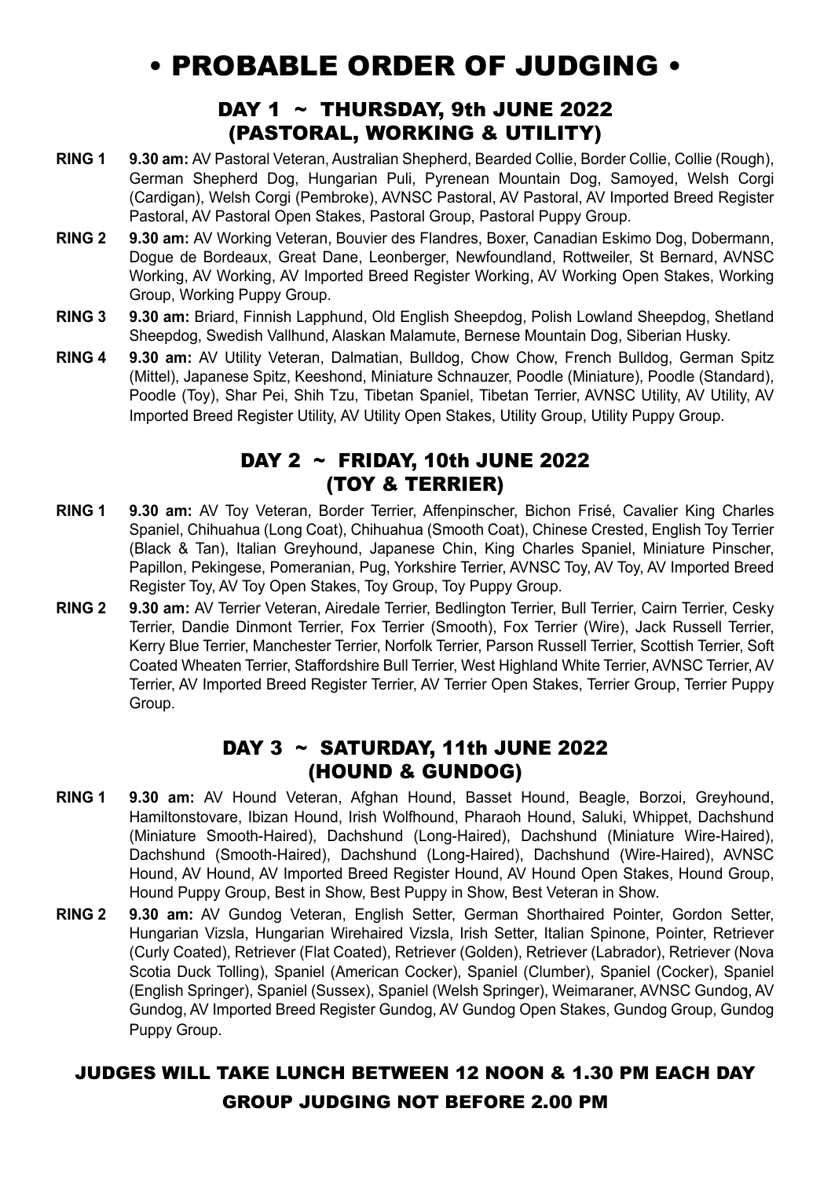# • PROBABLE ORDER OF JUDGING •

## DAY 1 ~ THURSDAY, 9th JUNE 2022 (PASTORAL, WORKING & UTILITY)

**RING 1** **9.30 am:** AV Pastoral Veteran, Australian Shepherd, Bearded Collie, Border Collie, Collie (Rough), German Shepherd Dog, Hungarian Puli, Pyrenean Mountain Dog, Samoyed, Welsh Corgi (Cardigan), Welsh Corgi (Pembroke), AVNSC Pastoral, AV Pastoral, AV Imported Breed Register Pastoral, AV Pastoral Open Stakes, Pastoral Group, Pastoral Puppy Group.

**RING 2** **9.30 am:** AV Working Veteran, Bouvier des Flandres, Boxer, Canadian Eskimo Dog, Dobermann, Dogue de Bordeaux, Great Dane, Leonberger, Newfoundland, Rottweiler, St Bernard, AVNSC Working, AV Working, AV Imported Breed Register Working, AV Working Open Stakes, Working Group, Working Puppy Group.

**RING 3** **9.30 am:** Briard, Finnish Lapphund, Old English Sheepdog, Polish Lowland Sheepdog, Shetland Sheepdog, Swedish Vallhund, Alaskan Malamute, Bernese Mountain Dog, Siberian Husky.

**RING 4** **9.30 am:** AV Utility Veteran, Dalmatian, Bulldog, Chow Chow, French Bulldog, German Spitz (Mittel), Japanese Spitz, Keeshond, Miniature Schnauzer, Poodle (Miniature), Poodle (Standard), Poodle (Toy), Shar Pei, Shih Tzu, Tibetan Spaniel, Tibetan Terrier, AVNSC Utility, AV Utility, AV Imported Breed Register Utility, AV Utility Open Stakes, Utility Group, Utility Puppy Group.

## DAY 2 ~ FRIDAY, 10th JUNE 2022 (TOY & TERRIER)

**RING 1** **9.30 am:** AV Toy Veteran, Border Terrier, Affenpinscher, Bichon Frisé, Cavalier King Charles Spaniel, Chihuahua (Long Coat), Chihuahua (Smooth Coat), Chinese Crested, English Toy Terrier (Black & Tan), Italian Greyhound, Japanese Chin, King Charles Spaniel, Miniature Pinscher, Papillon, Pekingese, Pomeranian, Pug, Yorkshire Terrier, AVNSC Toy, AV Toy, AV Imported Breed Register Toy, AV Toy Open Stakes, Toy Group, Toy Puppy Group.

**RING 2** **9.30 am:** AV Terrier Veteran, Airedale Terrier, Bedlington Terrier, Bull Terrier, Cairn Terrier, Cesky Terrier, Dandie Dinmont Terrier, Fox Terrier (Smooth), Fox Terrier (Wire), Jack Russell Terrier, Kerry Blue Terrier, Manchester Terrier, Norfolk Terrier, Parson Russell Terrier, Scottish Terrier, Soft Coated Wheaten Terrier, Staffordshire Bull Terrier, West Highland White Terrier, AVNSC Terrier, AV Terrier, AV Imported Breed Register Terrier, AV Terrier Open Stakes, Terrier Group, Terrier Puppy Group.

## DAY 3 ~ SATURDAY, 11th JUNE 2022 (HOUND & GUNDOG)

**RING 1** **9.30 am:** AV Hound Veteran, Afghan Hound, Basset Hound, Beagle, Borzoi, Greyhound, Hamiltonstovare, Ibizan Hound, Irish Wolfhound, Pharaoh Hound, Saluki, Whippet, Dachshund (Miniature Smooth-Haired), Dachshund (Long-Haired), Dachshund (Miniature Wire-Haired), Dachshund (Smooth-Haired), Dachshund (Long-Haired), Dachshund (Wire-Haired), AVNSC Hound, AV Hound, AV Imported Breed Register Hound, AV Hound Open Stakes, Hound Group, Hound Puppy Group, Best in Show, Best Puppy in Show, Best Veteran in Show.

**RING 2** **9.30 am:** AV Gundog Veteran, English Setter, German Shorthaired Pointer, Gordon Setter, Hungarian Vizsla, Hungarian Wirehaired Vizsla, Irish Setter, Italian Spinone, Pointer, Retriever (Curly Coated), Retriever (Flat Coated), Retriever (Golden), Retriever (Labrador), Retriever (Nova Scotia Duck Tolling), Spaniel (American Cocker), Spaniel (Clumber), Spaniel (Cocker), Spaniel (English Springer), Spaniel (Sussex), Spaniel (Welsh Springer), Weimaraner, AVNSC Gundog, AV Gundog, AV Imported Breed Register Gundog, AV Gundog Open Stakes, Gundog Group, Gundog Puppy Group.

**JUDGES WILL TAKE LUNCH BETWEEN 12 NOON & 1.30 PM EACH DAY**

**GROUP JUDGING NOT BEFORE 2.00 PM**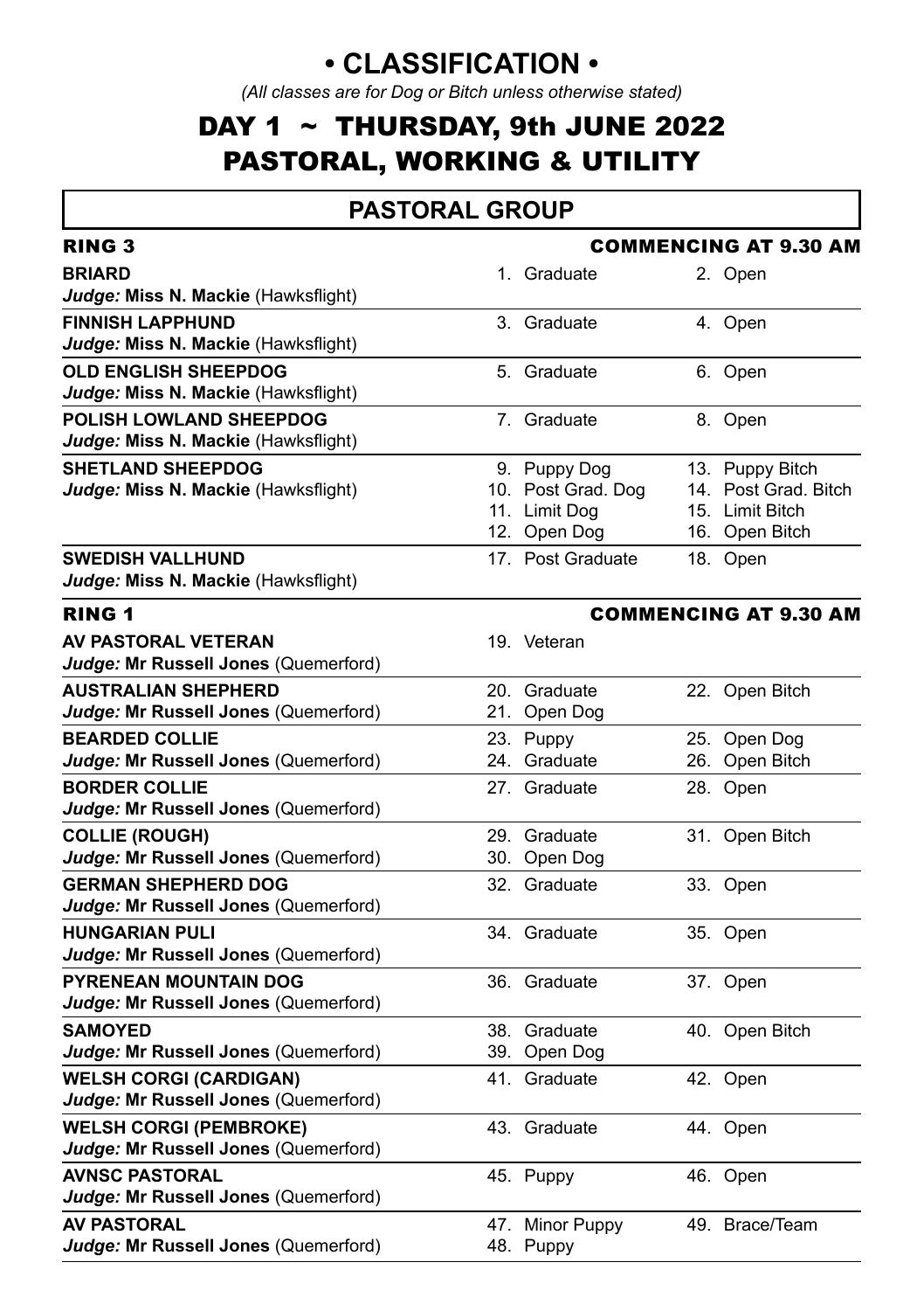# • CLASSIFICATION •

*(All classes are for Dog or Bitch unless otherwise stated)*

# DAY 1 ~ THURSDAY, 9th JUNE 2022
# PASTORAL, WORKING & UTILITY

## PASTORAL GROUP

### RING 3 — COMMENCING AT 9.30 AM

| Breed / Judge | Classes | |
|---|---|---|
| **BRIARD**<br>*Judge:* **Miss N. Mackie** (Hawksflight) | 1. Graduate | 2. Open |
| **FINNISH LAPPHUND**<br>*Judge:* **Miss N. Mackie** (Hawksflight) | 3. Graduate | 4. Open |
| **OLD ENGLISH SHEEPDOG**<br>*Judge:* **Miss N. Mackie** (Hawksflight) | 5. Graduate | 6. Open |
| **POLISH LOWLAND SHEEPDOG**<br>*Judge:* **Miss N. Mackie** (Hawksflight) | 7. Graduate | 8. Open |
| **SHETLAND SHEEPDOG**<br>*Judge:* **Miss N. Mackie** (Hawksflight) | 9. Puppy Dog<br>10. Post Grad. Dog<br>11. Limit Dog<br>12. Open Dog | 13. Puppy Bitch<br>14. Post Grad. Bitch<br>15. Limit Bitch<br>16. Open Bitch |
| **SWEDISH VALLHUND**<br>*Judge:* **Miss N. Mackie** (Hawksflight) | 17. Post Graduate | 18. Open |

### RING 1 — COMMENCING AT 9.30 AM

| Breed / Judge | Classes | |
|---|---|---|
| **AV PASTORAL VETERAN**<br>*Judge:* **Mr Russell Jones** (Quemerford) | 19. Veteran | |
| **AUSTRALIAN SHEPHERD**<br>*Judge:* **Mr Russell Jones** (Quemerford) | 20. Graduate<br>21. Open Dog | 22. Open Bitch |
| **BEARDED COLLIE**<br>*Judge:* **Mr Russell Jones** (Quemerford) | 23. Puppy<br>24. Graduate | 25. Open Dog<br>26. Open Bitch |
| **BORDER COLLIE**<br>*Judge:* **Mr Russell Jones** (Quemerford) | 27. Graduate | 28. Open |
| **COLLIE (ROUGH)**<br>*Judge:* **Mr Russell Jones** (Quemerford) | 29. Graduate<br>30. Open Dog | 31. Open Bitch |
| **GERMAN SHEPHERD DOG**<br>*Judge:* **Mr Russell Jones** (Quemerford) | 32. Graduate | 33. Open |
| **HUNGARIAN PULI**<br>*Judge:* **Mr Russell Jones** (Quemerford) | 34. Graduate | 35. Open |
| **PYRENEAN MOUNTAIN DOG**<br>*Judge:* **Mr Russell Jones** (Quemerford) | 36. Graduate | 37. Open |
| **SAMOYED**<br>*Judge:* **Mr Russell Jones** (Quemerford) | 38. Graduate<br>39. Open Dog | 40. Open Bitch |
| **WELSH CORGI (CARDIGAN)**<br>*Judge:* **Mr Russell Jones** (Quemerford) | 41. Graduate | 42. Open |
| **WELSH CORGI (PEMBROKE)**<br>*Judge:* **Mr Russell Jones** (Quemerford) | 43. Graduate | 44. Open |
| **AVNSC PASTORAL**<br>*Judge:* **Mr Russell Jones** (Quemerford) | 45. Puppy | 46. Open |
| **AV PASTORAL**<br>*Judge:* **Mr Russell Jones** (Quemerford) | 47. Minor Puppy<br>48. Puppy | 49. Brace/Team |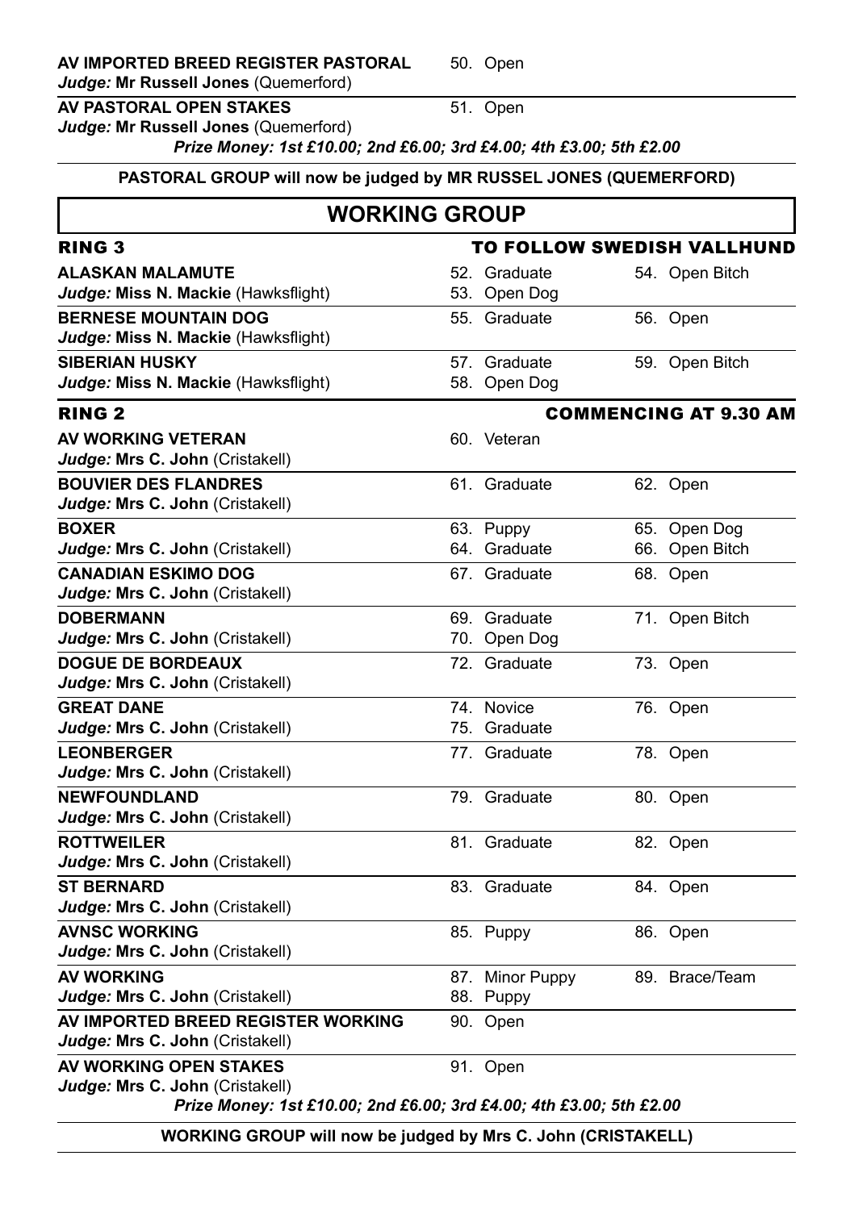**AV IMPORTED BREED REGISTER PASTORAL**
***Judge:*** **Mr Russell Jones** (Quemerford)

50. Open

**AV PASTORAL OPEN STAKES**
***Judge:*** **Mr Russell Jones** (Quemerford)

51. Open

***Prize Money: 1st £10.00; 2nd £6.00; 3rd £4.00; 4th £3.00; 5th £2.00***

**PASTORAL GROUP will now be judged by MR RUSSEL JONES (QUEMERFORD)**

## WORKING GROUP

### RING 3 — TO FOLLOW SWEDISH VALLHUND

**ALASKAN MALAMUTE**
***Judge:*** **Miss N. Mackie** (Hawksflight)

52. Graduate
53. Open Dog
54. Open Bitch

**BERNESE MOUNTAIN DOG**
***Judge:*** **Miss N. Mackie** (Hawksflight)

55. Graduate
56. Open

**SIBERIAN HUSKY**
***Judge:*** **Miss N. Mackie** (Hawksflight)

57. Graduate
58. Open Dog
59. Open Bitch

### RING 2 — COMMENCING AT 9.30 AM

**AV WORKING VETERAN**
***Judge:*** **Mrs C. John** (Cristakell)

60. Veteran

**BOUVIER DES FLANDRES**
***Judge:*** **Mrs C. John** (Cristakell)

61. Graduate
62. Open

**BOXER**
***Judge:*** **Mrs C. John** (Cristakell)

63. Puppy
64. Graduate
65. Open Dog
66. Open Bitch

**CANADIAN ESKIMO DOG**
***Judge:*** **Mrs C. John** (Cristakell)

67. Graduate
68. Open

**DOBERMANN**
***Judge:*** **Mrs C. John** (Cristakell)

69. Graduate
70. Open Dog
71. Open Bitch

**DOGUE DE BORDEAUX**
***Judge:*** **Mrs C. John** (Cristakell)

72. Graduate
73. Open

**GREAT DANE**
***Judge:*** **Mrs C. John** (Cristakell)

74. Novice
75. Graduate
76. Open

**LEONBERGER**
***Judge:*** **Mrs C. John** (Cristakell)

77. Graduate
78. Open

**NEWFOUNDLAND**
***Judge:*** **Mrs C. John** (Cristakell)

79. Graduate
80. Open

**ROTTWEILER**
***Judge:*** **Mrs C. John** (Cristakell)

81. Graduate
82. Open

**ST BERNARD**
***Judge:*** **Mrs C. John** (Cristakell)

83. Graduate
84. Open

**AVNSC WORKING**
***Judge:*** **Mrs C. John** (Cristakell)

85. Puppy
86. Open

**AV WORKING**
***Judge:*** **Mrs C. John** (Cristakell)

87. Minor Puppy
88. Puppy
89. Brace/Team

**AV IMPORTED BREED REGISTER WORKING**
***Judge:*** **Mrs C. John** (Cristakell)

90. Open

**AV WORKING OPEN STAKES**
***Judge:*** **Mrs C. John** (Cristakell)

91. Open

***Prize Money: 1st £10.00; 2nd £6.00; 3rd £4.00; 4th £3.00; 5th £2.00***

**WORKING GROUP will now be judged by Mrs C. John (CRISTAKELL)**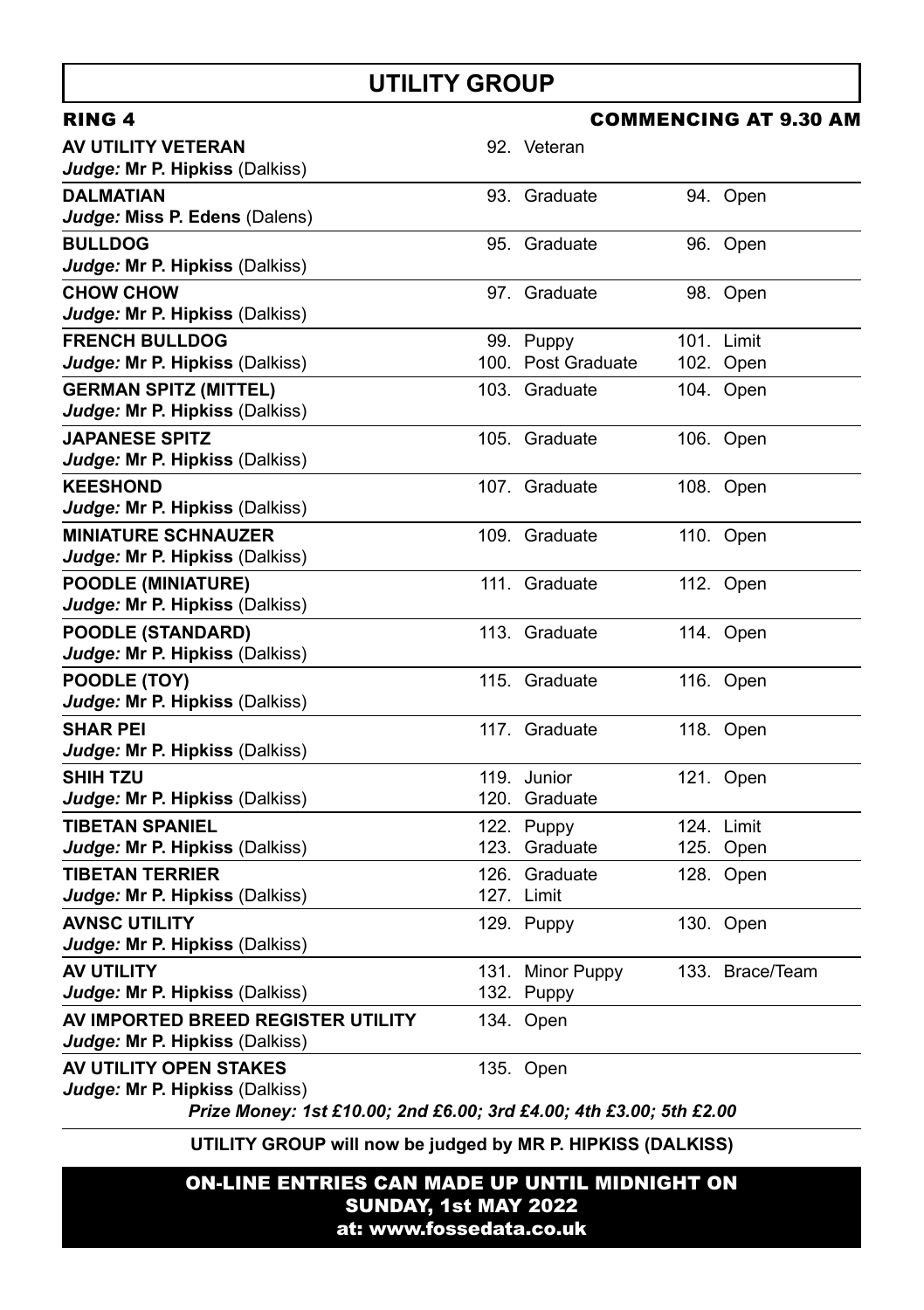# UTILITY GROUP

**RING 4** — **COMMENCING AT 9.30 AM**

| Breed / Judge | Classes | |
|---|---|---|
| **AV UTILITY VETERAN** *Judge:* **Mr P. Hipkiss** (Dalkiss) | 92. Veteran | |
| **DALMATIAN** *Judge:* **Miss P. Edens** (Dalens) | 93. Graduate | 94. Open |
| **BULLDOG** *Judge:* **Mr P. Hipkiss** (Dalkiss) | 95. Graduate | 96. Open |
| **CHOW CHOW** *Judge:* **Mr P. Hipkiss** (Dalkiss) | 97. Graduate | 98. Open |
| **FRENCH BULLDOG** *Judge:* **Mr P. Hipkiss** (Dalkiss) | 99. Puppy<br>100. Post Graduate | 101. Limit<br>102. Open |
| **GERMAN SPITZ (MITTEL)** *Judge:* **Mr P. Hipkiss** (Dalkiss) | 103. Graduate | 104. Open |
| **JAPANESE SPITZ** *Judge:* **Mr P. Hipkiss** (Dalkiss) | 105. Graduate | 106. Open |
| **KEESHOND** *Judge:* **Mr P. Hipkiss** (Dalkiss) | 107. Graduate | 108. Open |
| **MINIATURE SCHNAUZER** *Judge:* **Mr P. Hipkiss** (Dalkiss) | 109. Graduate | 110. Open |
| **POODLE (MINIATURE)** *Judge:* **Mr P. Hipkiss** (Dalkiss) | 111. Graduate | 112. Open |
| **POODLE (STANDARD)** *Judge:* **Mr P. Hipkiss** (Dalkiss) | 113. Graduate | 114. Open |
| **POODLE (TOY)** *Judge:* **Mr P. Hipkiss** (Dalkiss) | 115. Graduate | 116. Open |
| **SHAR PEI** *Judge:* **Mr P. Hipkiss** (Dalkiss) | 117. Graduate | 118. Open |
| **SHIH TZU** *Judge:* **Mr P. Hipkiss** (Dalkiss) | 119. Junior<br>120. Graduate | 121. Open |
| **TIBETAN SPANIEL** *Judge:* **Mr P. Hipkiss** (Dalkiss) | 122. Puppy<br>123. Graduate | 124. Limit<br>125. Open |
| **TIBETAN TERRIER** *Judge:* **Mr P. Hipkiss** (Dalkiss) | 126. Graduate<br>127. Limit | 128. Open |
| **AVNSC UTILITY** *Judge:* **Mr P. Hipkiss** (Dalkiss) | 129. Puppy | 130. Open |
| **AV UTILITY** *Judge:* **Mr P. Hipkiss** (Dalkiss) | 131. Minor Puppy<br>132. Puppy | 133. Brace/Team |
| **AV IMPORTED BREED REGISTER UTILITY** *Judge:* **Mr P. Hipkiss** (Dalkiss) | 134. Open | |
| **AV UTILITY OPEN STAKES** *Judge:* **Mr P. Hipkiss** (Dalkiss) | 135. Open | |

*Prize Money: 1st £10.00; 2nd £6.00; 3rd £4.00; 4th £3.00; 5th £2.00*

**UTILITY GROUP will now be judged by MR P. HIPKISS (DALKISS)**

**ON-LINE ENTRIES CAN MADE UP UNTIL MIDNIGHT ON SUNDAY, 1st MAY 2022**
**at: www.fossedata.co.uk**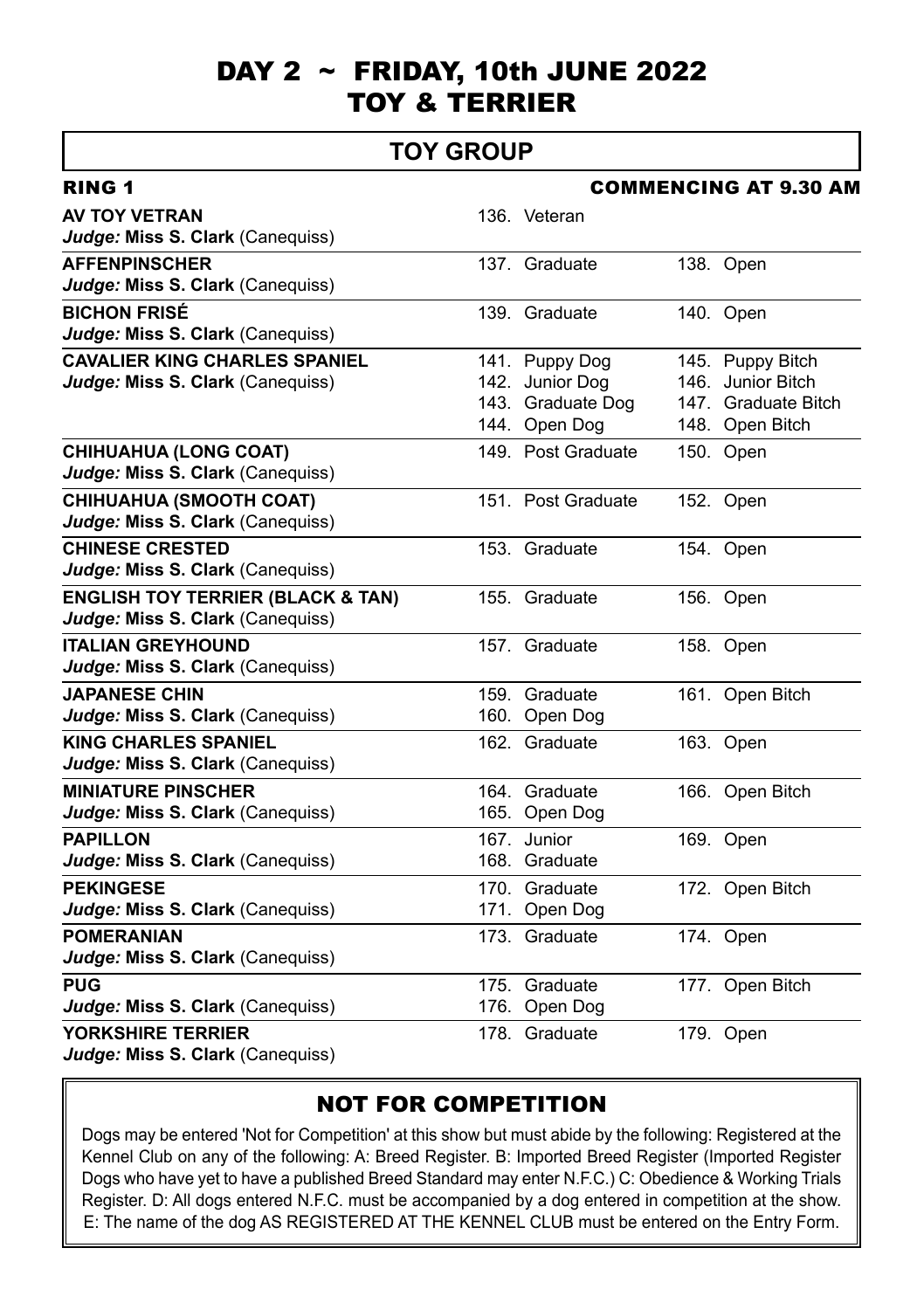# DAY 2 ~ FRIDAY, 10th JUNE 2022
# TOY & TERRIER

## TOY GROUP

**RING 1** — **COMMENCING AT 9.30 AM**

| Breed / Judge | Classes | |
|---|---|---|
| **AV TOY VETRAN**<br>***Judge:*** **Miss S. Clark** (Canequiss) | 136. Veteran | |
| **AFFENPINSCHER**<br>***Judge:*** **Miss S. Clark** (Canequiss) | 137. Graduate | 138. Open |
| **BICHON FRISÉ**<br>***Judge:*** **Miss S. Clark** (Canequiss) | 139. Graduate | 140. Open |
| **CAVALIER KING CHARLES SPANIEL**<br>***Judge:*** **Miss S. Clark** (Canequiss) | 141. Puppy Dog<br>142. Junior Dog<br>143. Graduate Dog<br>144. Open Dog | 145. Puppy Bitch<br>146. Junior Bitch<br>147. Graduate Bitch<br>148. Open Bitch |
| **CHIHUAHUA (LONG COAT)**<br>***Judge:*** **Miss S. Clark** (Canequiss) | 149. Post Graduate | 150. Open |
| **CHIHUAHUA (SMOOTH COAT)**<br>***Judge:*** **Miss S. Clark** (Canequiss) | 151. Post Graduate | 152. Open |
| **CHINESE CRESTED**<br>***Judge:*** **Miss S. Clark** (Canequiss) | 153. Graduate | 154. Open |
| **ENGLISH TOY TERRIER (BLACK & TAN)**<br>***Judge:*** **Miss S. Clark** (Canequiss) | 155. Graduate | 156. Open |
| **ITALIAN GREYHOUND**<br>***Judge:*** **Miss S. Clark** (Canequiss) | 157. Graduate | 158. Open |
| **JAPANESE CHIN**<br>***Judge:*** **Miss S. Clark** (Canequiss) | 159. Graduate<br>160. Open Dog | 161. Open Bitch |
| **KING CHARLES SPANIEL**<br>***Judge:*** **Miss S. Clark** (Canequiss) | 162. Graduate | 163. Open |
| **MINIATURE PINSCHER**<br>***Judge:*** **Miss S. Clark** (Canequiss) | 164. Graduate<br>165. Open Dog | 166. Open Bitch |
| **PAPILLON**<br>***Judge:*** **Miss S. Clark** (Canequiss) | 167. Junior<br>168. Graduate | 169. Open |
| **PEKINGESE**<br>***Judge:*** **Miss S. Clark** (Canequiss) | 170. Graduate<br>171. Open Dog | 172. Open Bitch |
| **POMERANIAN**<br>***Judge:*** **Miss S. Clark** (Canequiss) | 173. Graduate | 174. Open |
| **PUG**<br>***Judge:*** **Miss S. Clark** (Canequiss) | 175. Graduate<br>176. Open Dog | 177. Open Bitch |
| **YORKSHIRE TERRIER**<br>***Judge:*** **Miss S. Clark** (Canequiss) | 178. Graduate | 179. Open |

## NOT FOR COMPETITION

Dogs may be entered 'Not for Competition' at this show but must abide by the following: Registered at the Kennel Club on any of the following: A: Breed Register. B: Imported Breed Register (Imported Register Dogs who have yet to have a published Breed Standard may enter N.F.C.) C: Obedience & Working Trials Register. D: All dogs entered N.F.C. must be accompanied by a dog entered in competition at the show. E: The name of the dog AS REGISTERED AT THE KENNEL CLUB must be entered on the Entry Form.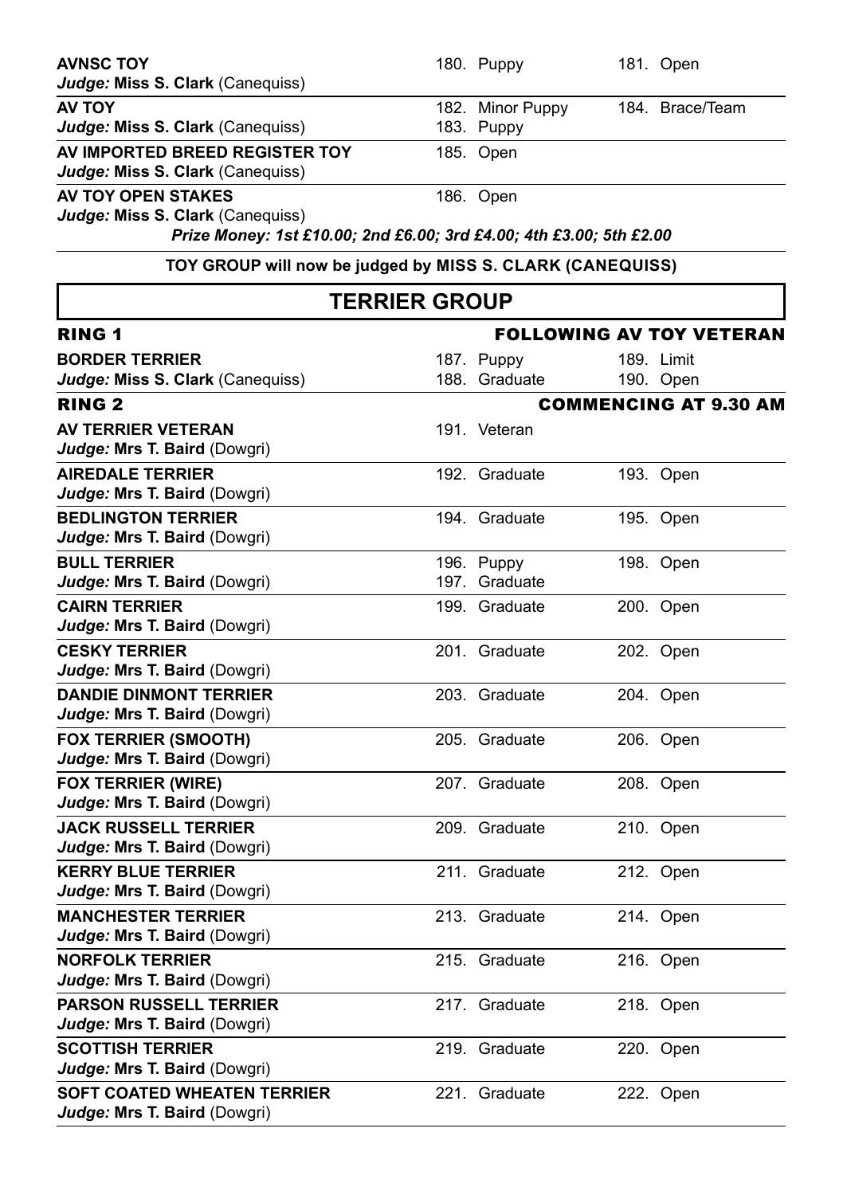**AVNSC TOY**
*Judge:* **Miss S. Clark** (Canequiss)

180. Puppy
181. Open

**AV TOY**
*Judge:* **Miss S. Clark** (Canequiss)

182. Minor Puppy
183. Puppy
184. Brace/Team

**AV IMPORTED BREED REGISTER TOY**
*Judge:* **Miss S. Clark** (Canequiss)

185. Open

**AV TOY OPEN STAKES**
*Judge:* **Miss S. Clark** (Canequiss)

186. Open

*Prize Money: 1st £10.00; 2nd £6.00; 3rd £4.00; 4th £3.00; 5th £2.00*

**TOY GROUP will now be judged by MISS S. CLARK (CANEQUISS)**

## TERRIER GROUP

### RING 1 — FOLLOWING AV TOY VETERAN

**BORDER TERRIER**
*Judge:* **Miss S. Clark** (Canequiss)

187. Puppy
188. Graduate
189. Limit
190. Open

### RING 2 — COMMENCING AT 9.30 AM

**AV TERRIER VETERAN**
*Judge:* **Mrs T. Baird** (Dowgri)

191. Veteran

**AIREDALE TERRIER**
*Judge:* **Mrs T. Baird** (Dowgri)

192. Graduate
193. Open

**BEDLINGTON TERRIER**
*Judge:* **Mrs T. Baird** (Dowgri)

194. Graduate
195. Open

**BULL TERRIER**
*Judge:* **Mrs T. Baird** (Dowgri)

196. Puppy
197. Graduate
198. Open

**CAIRN TERRIER**
*Judge:* **Mrs T. Baird** (Dowgri)

199. Graduate
200. Open

**CESKY TERRIER**
*Judge:* **Mrs T. Baird** (Dowgri)

201. Graduate
202. Open

**DANDIE DINMONT TERRIER**
*Judge:* **Mrs T. Baird** (Dowgri)

203. Graduate
204. Open

**FOX TERRIER (SMOOTH)**
*Judge:* **Mrs T. Baird** (Dowgri)

205. Graduate
206. Open

**FOX TERRIER (WIRE)**
*Judge:* **Mrs T. Baird** (Dowgri)

207. Graduate
208. Open

**JACK RUSSELL TERRIER**
*Judge:* **Mrs T. Baird** (Dowgri)

209. Graduate
210. Open

**KERRY BLUE TERRIER**
*Judge:* **Mrs T. Baird** (Dowgri)

211. Graduate
212. Open

**MANCHESTER TERRIER**
*Judge:* **Mrs T. Baird** (Dowgri)

213. Graduate
214. Open

**NORFOLK TERRIER**
*Judge:* **Mrs T. Baird** (Dowgri)

215. Graduate
216. Open

**PARSON RUSSELL TERRIER**
*Judge:* **Mrs T. Baird** (Dowgri)

217. Graduate
218. Open

**SCOTTISH TERRIER**
*Judge:* **Mrs T. Baird** (Dowgri)

219. Graduate
220. Open

**SOFT COATED WHEATEN TERRIER**
*Judge:* **Mrs T. Baird** (Dowgri)

221. Graduate
222. Open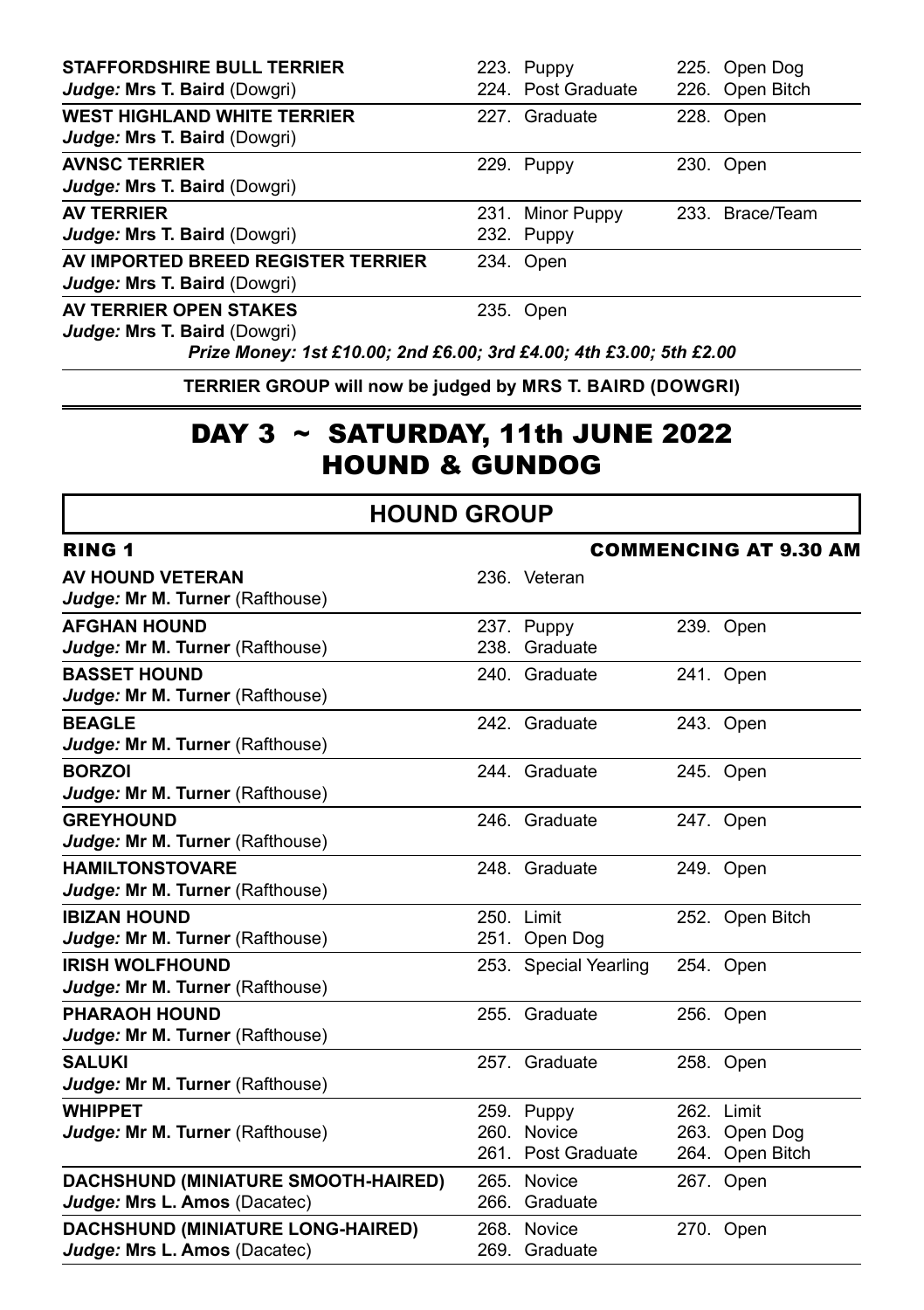| Breed / Judge | Classes | |
|---|---|---|
| **STAFFORDSHIRE BULL TERRIER**<br>*Judge:* **Mrs T. Baird** (Dowgri) | 223. Puppy<br>224. Post Graduate | 225. Open Dog<br>226. Open Bitch |
| **WEST HIGHLAND WHITE TERRIER**<br>*Judge:* **Mrs T. Baird** (Dowgri) | 227. Graduate | 228. Open |
| **AVNSC TERRIER**<br>*Judge:* **Mrs T. Baird** (Dowgri) | 229. Puppy | 230. Open |
| **AV TERRIER**<br>*Judge:* **Mrs T. Baird** (Dowgri) | 231. Minor Puppy<br>232. Puppy | 233. Brace/Team |
| **AV IMPORTED BREED REGISTER TERRIER**<br>*Judge:* **Mrs T. Baird** (Dowgri) | 234. Open | |
| **AV TERRIER OPEN STAKES**<br>*Judge:* **Mrs T. Baird** (Dowgri) | 235. Open | |

***Prize Money: 1st £10.00; 2nd £6.00; 3rd £4.00; 4th £3.00; 5th £2.00***

**TERRIER GROUP will now be judged by MRS T. BAIRD (DOWGRI)**

# DAY 3 ~ SATURDAY, 11th JUNE 2022
# HOUND & GUNDOG

## HOUND GROUP

**RING 1** — **COMMENCING AT 9.30 AM**

| Breed / Judge | Classes | |
|---|---|---|
| **AV HOUND VETERAN**<br>*Judge:* **Mr M. Turner** (Rafthouse) | 236. Veteran | |
| **AFGHAN HOUND**<br>*Judge:* **Mr M. Turner** (Rafthouse) | 237. Puppy<br>238. Graduate | 239. Open |
| **BASSET HOUND**<br>*Judge:* **Mr M. Turner** (Rafthouse) | 240. Graduate | 241. Open |
| **BEAGLE**<br>*Judge:* **Mr M. Turner** (Rafthouse) | 242. Graduate | 243. Open |
| **BORZOI**<br>*Judge:* **Mr M. Turner** (Rafthouse) | 244. Graduate | 245. Open |
| **GREYHOUND**<br>*Judge:* **Mr M. Turner** (Rafthouse) | 246. Graduate | 247. Open |
| **HAMILTONSTOVARE**<br>*Judge:* **Mr M. Turner** (Rafthouse) | 248. Graduate | 249. Open |
| **IBIZAN HOUND**<br>*Judge:* **Mr M. Turner** (Rafthouse) | 250. Limit<br>251. Open Dog | 252. Open Bitch |
| **IRISH WOLFHOUND**<br>*Judge:* **Mr M. Turner** (Rafthouse) | 253. Special Yearling | 254. Open |
| **PHARAOH HOUND**<br>*Judge:* **Mr M. Turner** (Rafthouse) | 255. Graduate | 256. Open |
| **SALUKI**<br>*Judge:* **Mr M. Turner** (Rafthouse) | 257. Graduate | 258. Open |
| **WHIPPET**<br>*Judge:* **Mr M. Turner** (Rafthouse) | 259. Puppy<br>260. Novice<br>261. Post Graduate | 262. Limit<br>263. Open Dog<br>264. Open Bitch |
| **DACHSHUND (MINIATURE SMOOTH-HAIRED)**<br>*Judge:* **Mrs L. Amos** (Dacatec) | 265. Novice<br>266. Graduate | 267. Open |
| **DACHSHUND (MINIATURE LONG-HAIRED)**<br>*Judge:* **Mrs L. Amos** (Dacatec) | 268. Novice<br>269. Graduate | 270. Open |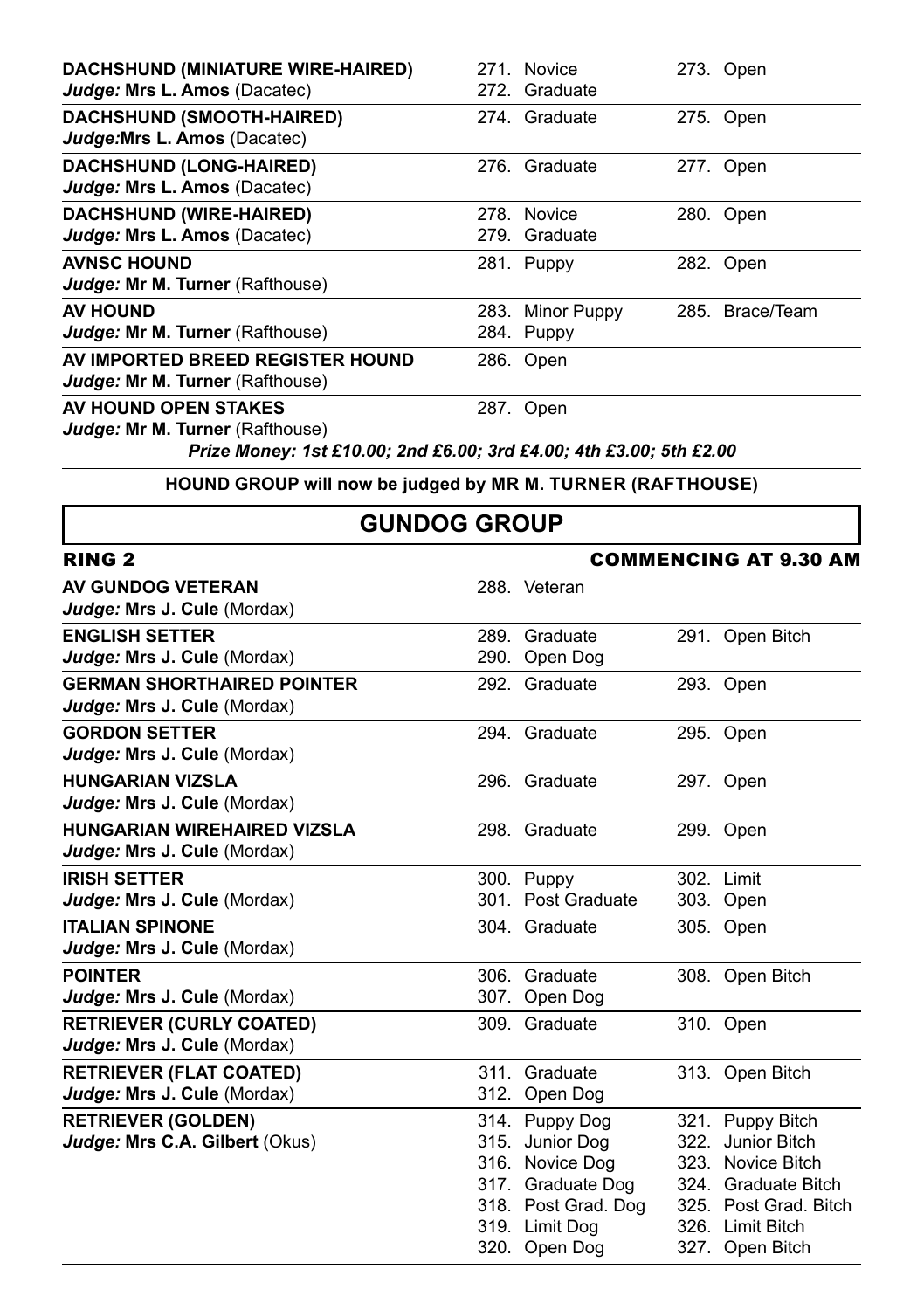| Breed / Judge | Classes | |
|---|---|---|
| **DACHSHUND (MINIATURE WIRE-HAIRED)**<br>***Judge:*** **Mrs L. Amos** (Dacatec) | 271. Novice<br>272. Graduate | 273. Open |
| **DACHSHUND (SMOOTH-HAIRED)**<br>***Judge:*****Mrs L. Amos** (Dacatec) | 274. Graduate | 275. Open |
| **DACHSHUND (LONG-HAIRED)**<br>***Judge:*** **Mrs L. Amos** (Dacatec) | 276. Graduate | 277. Open |
| **DACHSHUND (WIRE-HAIRED)**<br>***Judge:*** **Mrs L. Amos** (Dacatec) | 278. Novice<br>279. Graduate | 280. Open |
| **AVNSC HOUND**<br>***Judge:*** **Mr M. Turner** (Rafthouse) | 281. Puppy | 282. Open |
| **AV HOUND**<br>***Judge:*** **Mr M. Turner** (Rafthouse) | 283. Minor Puppy<br>284. Puppy | 285. Brace/Team |
| **AV IMPORTED BREED REGISTER HOUND**<br>***Judge:*** **Mr M. Turner** (Rafthouse) | 286. Open | |
| **AV HOUND OPEN STAKES**<br>***Judge:*** **Mr M. Turner** (Rafthouse) | 287. Open | |

***Prize Money: 1st £10.00; 2nd £6.00; 3rd £4.00; 4th £3.00; 5th £2.00***

**HOUND GROUP will now be judged by MR M. TURNER (RAFTHOUSE)**

## GUNDOG GROUP

**RING 2** — **COMMENCING AT 9.30 AM**

| Breed / Judge | Classes | |
|---|---|---|
| **AV GUNDOG VETERAN**<br>***Judge:*** **Mrs J. Cule** (Mordax) | 288. Veteran | |
| **ENGLISH SETTER**<br>***Judge:*** **Mrs J. Cule** (Mordax) | 289. Graduate<br>290. Open Dog | 291. Open Bitch |
| **GERMAN SHORTHAIRED POINTER**<br>***Judge:*** **Mrs J. Cule** (Mordax) | 292. Graduate | 293. Open |
| **GORDON SETTER**<br>***Judge:*** **Mrs J. Cule** (Mordax) | 294. Graduate | 295. Open |
| **HUNGARIAN VIZSLA**<br>***Judge:*** **Mrs J. Cule** (Mordax) | 296. Graduate | 297. Open |
| **HUNGARIAN WIREHAIRED VIZSLA**<br>***Judge:*** **Mrs J. Cule** (Mordax) | 298. Graduate | 299. Open |
| **IRISH SETTER**<br>***Judge:*** **Mrs J. Cule** (Mordax) | 300. Puppy<br>301. Post Graduate | 302. Limit<br>303. Open |
| **ITALIAN SPINONE**<br>***Judge:*** **Mrs J. Cule** (Mordax) | 304. Graduate | 305. Open |
| **POINTER**<br>***Judge:*** **Mrs J. Cule** (Mordax) | 306. Graduate<br>307. Open Dog | 308. Open Bitch |
| **RETRIEVER (CURLY COATED)**<br>***Judge:*** **Mrs J. Cule** (Mordax) | 309. Graduate | 310. Open |
| **RETRIEVER (FLAT COATED)**<br>***Judge:*** **Mrs J. Cule** (Mordax) | 311. Graduate<br>312. Open Dog | 313. Open Bitch |
| **RETRIEVER (GOLDEN)**<br>***Judge:*** **Mrs C.A. Gilbert** (Okus) | 314. Puppy Dog<br>315. Junior Dog<br>316. Novice Dog<br>317. Graduate Dog<br>318. Post Grad. Dog<br>319. Limit Dog<br>320. Open Dog | 321. Puppy Bitch<br>322. Junior Bitch<br>323. Novice Bitch<br>324. Graduate Bitch<br>325. Post Grad. Bitch<br>326. Limit Bitch<br>327. Open Bitch |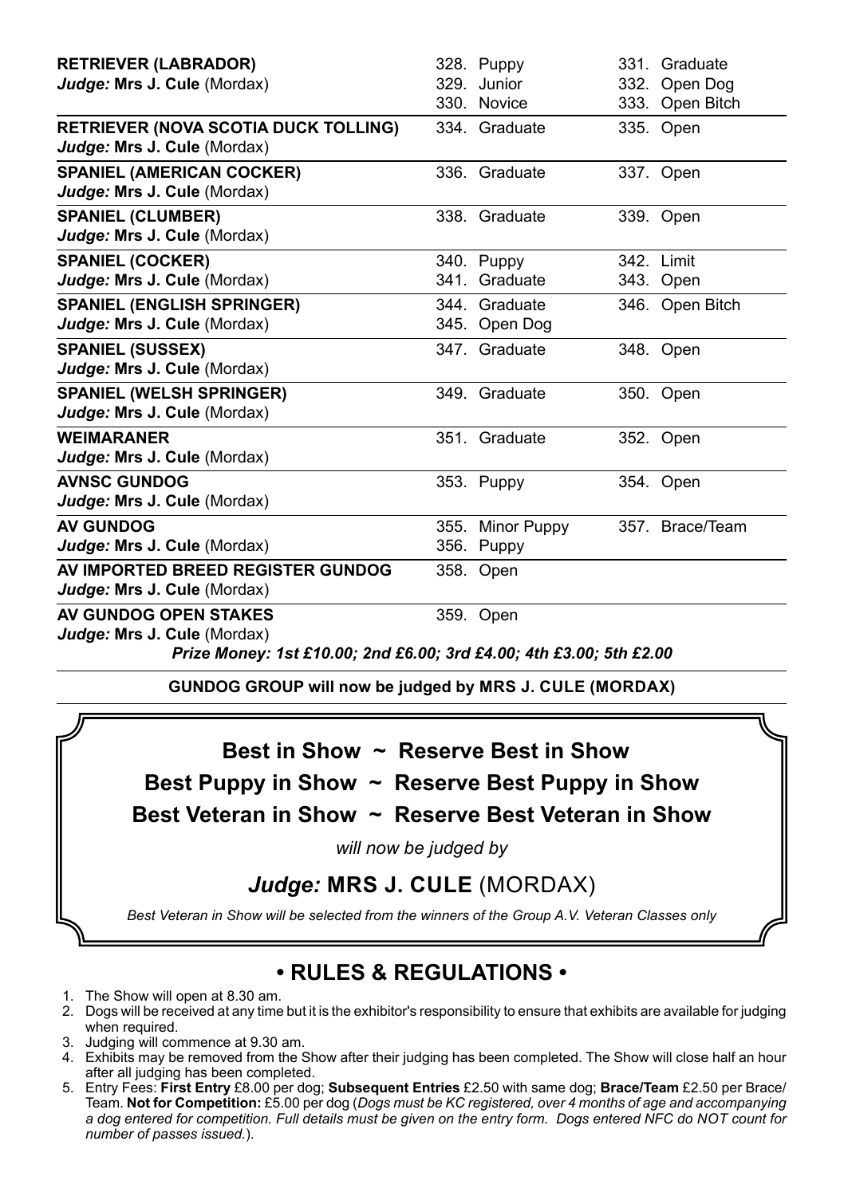| Breed / Judge | Classes | Classes |
| --- | --- | --- |
| **RETRIEVER (LABRADOR)**<br>***Judge:*** **Mrs J. Cule** (Mordax) | 328. Puppy<br>329. Junior<br>330. Novice | 331. Graduate<br>332. Open Dog<br>333. Open Bitch |
| **RETRIEVER (NOVA SCOTIA DUCK TOLLING)**<br>***Judge:*** **Mrs J. Cule** (Mordax) | 334. Graduate | 335. Open |
| **SPANIEL (AMERICAN COCKER)**<br>***Judge:*** **Mrs J. Cule** (Mordax) | 336. Graduate | 337. Open |
| **SPANIEL (CLUMBER)**<br>***Judge:*** **Mrs J. Cule** (Mordax) | 338. Graduate | 339. Open |
| **SPANIEL (COCKER)**<br>***Judge:*** **Mrs J. Cule** (Mordax) | 340. Puppy<br>341. Graduate | 342. Limit<br>343. Open |
| **SPANIEL (ENGLISH SPRINGER)**<br>***Judge:*** **Mrs J. Cule** (Mordax) | 344. Graduate<br>345. Open Dog | 346. Open Bitch |
| **SPANIEL (SUSSEX)**<br>***Judge:*** **Mrs J. Cule** (Mordax) | 347. Graduate | 348. Open |
| **SPANIEL (WELSH SPRINGER)**<br>***Judge:*** **Mrs J. Cule** (Mordax) | 349. Graduate | 350. Open |
| **WEIMARANER**<br>***Judge:*** **Mrs J. Cule** (Mordax) | 351. Graduate | 352. Open |
| **AVNSC GUNDOG**<br>***Judge:*** **Mrs J. Cule** (Mordax) | 353. Puppy | 354. Open |
| **AV GUNDOG**<br>***Judge:*** **Mrs J. Cule** (Mordax) | 355. Minor Puppy<br>356. Puppy | 357. Brace/Team |
| **AV IMPORTED BREED REGISTER GUNDOG**<br>***Judge:*** **Mrs J. Cule** (Mordax) | 358. Open | |
| **AV GUNDOG OPEN STAKES**<br>***Judge:*** **Mrs J. Cule** (Mordax) | 359. Open | |

***Prize Money: 1st £10.00; 2nd £6.00; 3rd £4.00; 4th £3.00; 5th £2.00***

**GUNDOG GROUP will now be judged by MRS J. CULE (MORDAX)**

**Best in Show ~ Reserve Best in Show**

**Best Puppy in Show ~ Reserve Best Puppy in Show**

**Best Veteran in Show ~ Reserve Best Veteran in Show**

*will now be judged by*

***Judge:*** **MRS J. CULE** (MORDAX)

*Best Veteran in Show will be selected from the winners of the Group A.V. Veteran Classes only*

## • RULES & REGULATIONS •

1. The Show will open at 8.30 am.
2. Dogs will be received at any time but it is the exhibitor's responsibility to ensure that exhibits are available for judging when required.
3. Judging will commence at 9.30 am.
4. Exhibits may be removed from the Show after their judging has been completed. The Show will close half an hour after all judging has been completed.
5. Entry Fees: **First Entry** £8.00 per dog; **Subsequent Entries** £2.50 with same dog; **Brace/Team** £2.50 per Brace/Team. **Not for Competition:** £5.00 per dog (*Dogs must be KC registered, over 4 months of age and accompanying a dog entered for competition. Full details must be given on the entry form. Dogs entered NFC do NOT count for number of passes issued.*).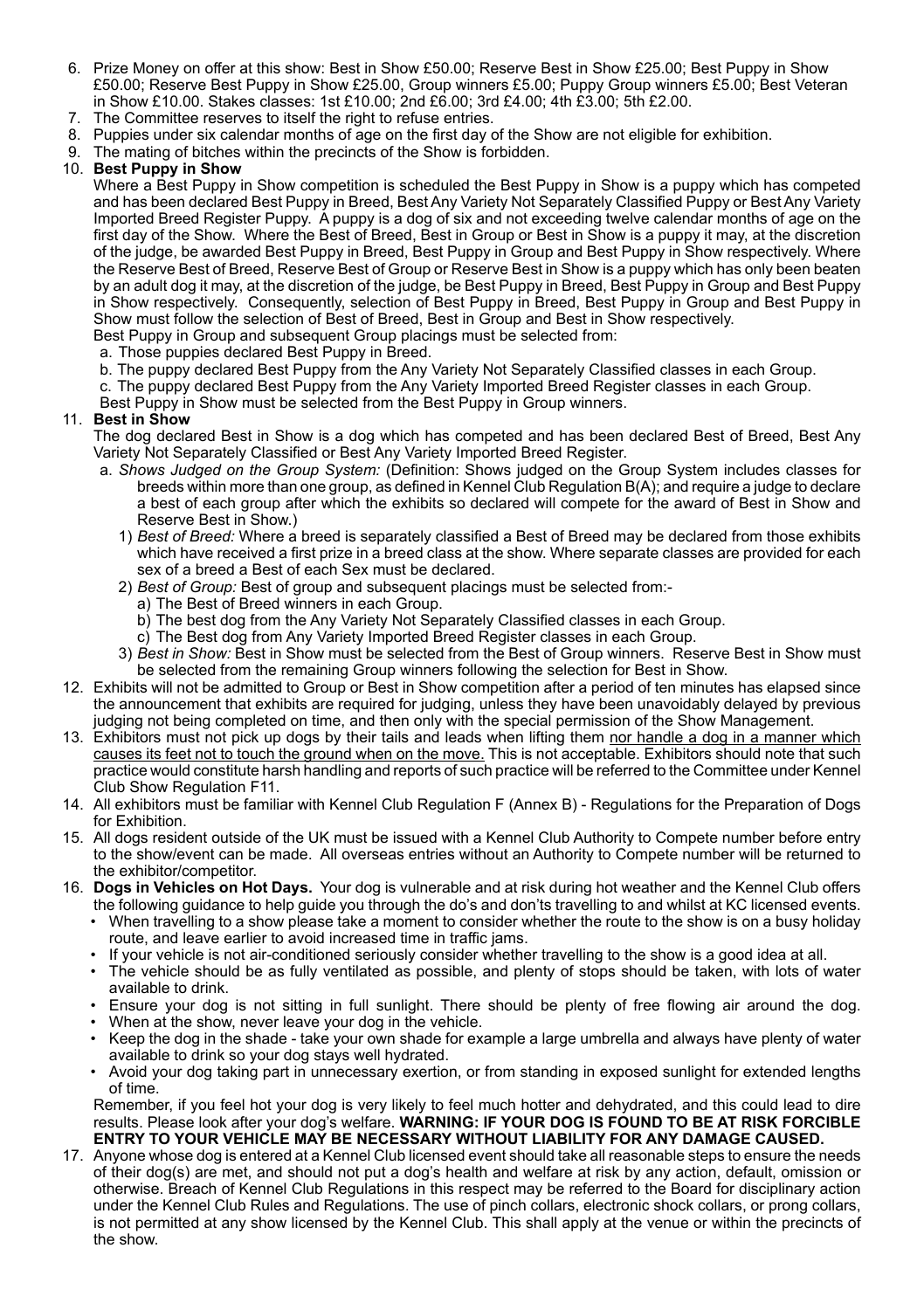6. Prize Money on offer at this show: Best in Show £50.00; Reserve Best in Show £25.00; Best Puppy in Show £50.00; Reserve Best Puppy in Show £25.00, Group winners £5.00; Puppy Group winners £5.00; Best Veteran in Show £10.00. Stakes classes: 1st £10.00; 2nd £6.00; 3rd £4.00; 4th £3.00; 5th £2.00.
7. The Committee reserves to itself the right to refuse entries.
8. Puppies under six calendar months of age on the first day of the Show are not eligible for exhibition.
9. The mating of bitches within the precincts of the Show is forbidden.
10. **Best Puppy in Show**
    Where a Best Puppy in Show competition is scheduled the Best Puppy in Show is a puppy which has competed and has been declared Best Puppy in Breed, Best Any Variety Not Separately Classified Puppy or Best Any Variety Imported Breed Register Puppy. A puppy is a dog of six and not exceeding twelve calendar months of age on the first day of the Show. Where the Best of Breed, Best in Group or Best in Show is a puppy it may, at the discretion of the judge, be awarded Best Puppy in Breed, Best Puppy in Group and Best Puppy in Show respectively. Where the Reserve Best of Breed, Reserve Best of Group or Reserve Best in Show is a puppy which has only been beaten by an adult dog it may, at the discretion of the judge, be Best Puppy in Breed, Best Puppy in Group and Best Puppy in Show respectively. Consequently, selection of Best Puppy in Breed, Best Puppy in Group and Best Puppy in Show must follow the selection of Best of Breed, Best in Group and Best in Show respectively.
    Best Puppy in Group and subsequent Group placings must be selected from:
    a. Those puppies declared Best Puppy in Breed.
    b. The puppy declared Best Puppy from the Any Variety Not Separately Classified classes in each Group.
    c. The puppy declared Best Puppy from the Any Variety Imported Breed Register classes in each Group.
    Best Puppy in Show must be selected from the Best Puppy in Group winners.
11. **Best in Show**
    The dog declared Best in Show is a dog which has competed and has been declared Best of Breed, Best Any Variety Not Separately Classified or Best Any Variety Imported Breed Register.
    a. *Shows Judged on the Group System:* (Definition: Shows judged on the Group System includes classes for breeds within more than one group, as defined in Kennel Club Regulation B(A); and require a judge to declare a best of each group after which the exhibits so declared will compete for the award of Best in Show and Reserve Best in Show.)
       1) *Best of Breed:* Where a breed is separately classified a Best of Breed may be declared from those exhibits which have received a first prize in a breed class at the show. Where separate classes are provided for each sex of a breed a Best of each Sex must be declared.
       2) *Best of Group:* Best of group and subsequent placings must be selected from:-
          a) The Best of Breed winners in each Group.
          b) The best dog from the Any Variety Not Separately Classified classes in each Group.
          c) The Best dog from Any Variety Imported Breed Register classes in each Group.
       3) *Best in Show:* Best in Show must be selected from the Best of Group winners. Reserve Best in Show must be selected from the remaining Group winners following the selection for Best in Show.
12. Exhibits will not be admitted to Group or Best in Show competition after a period of ten minutes has elapsed since the announcement that exhibits are required for judging, unless they have been unavoidably delayed by previous judging not being completed on time, and then only with the special permission of the Show Management.
13. Exhibitors must not pick up dogs by their tails and leads when lifting them <u>nor handle a dog in a manner which causes its feet not to touch the ground when on the move.</u> This is not acceptable. Exhibitors should note that such practice would constitute harsh handling and reports of such practice will be referred to the Committee under Kennel Club Show Regulation F11.
14. All exhibitors must be familiar with Kennel Club Regulation F (Annex B) - Regulations for the Preparation of Dogs for Exhibition.
15. All dogs resident outside of the UK must be issued with a Kennel Club Authority to Compete number before entry to the show/event can be made. All overseas entries without an Authority to Compete number will be returned to the exhibitor/competitor.
16. **Dogs in Vehicles on Hot Days.** Your dog is vulnerable and at risk during hot weather and the Kennel Club offers the following guidance to help guide you through the do's and don'ts travelling to and whilst at KC licensed events.
    - When travelling to a show please take a moment to consider whether the route to the show is on a busy holiday route, and leave earlier to avoid increased time in traffic jams.
    - If your vehicle is not air-conditioned seriously consider whether travelling to the show is a good idea at all.
    - The vehicle should be as fully ventilated as possible, and plenty of stops should be taken, with lots of water available to drink.
    - Ensure your dog is not sitting in full sunlight. There should be plenty of free flowing air around the dog.
    - When at the show, never leave your dog in the vehicle.
    - Keep the dog in the shade - take your own shade for example a large umbrella and always have plenty of water available to drink so your dog stays well hydrated.
    - Avoid your dog taking part in unnecessary exertion, or from standing in exposed sunlight for extended lengths of time.

    Remember, if you feel hot your dog is very likely to feel much hotter and dehydrated, and this could lead to dire results. Please look after your dog's welfare. **WARNING: IF YOUR DOG IS FOUND TO BE AT RISK FORCIBLE ENTRY TO YOUR VEHICLE MAY BE NECESSARY WITHOUT LIABILITY FOR ANY DAMAGE CAUSED.**
17. Anyone whose dog is entered at a Kennel Club licensed event should take all reasonable steps to ensure the needs of their dog(s) are met, and should not put a dog's health and welfare at risk by any action, default, omission or otherwise. Breach of Kennel Club Regulations in this respect may be referred to the Board for disciplinary action under the Kennel Club Rules and Regulations. The use of pinch collars, electronic shock collars, or prong collars, is not permitted at any show licensed by the Kennel Club. This shall apply at the venue or within the precincts of the show.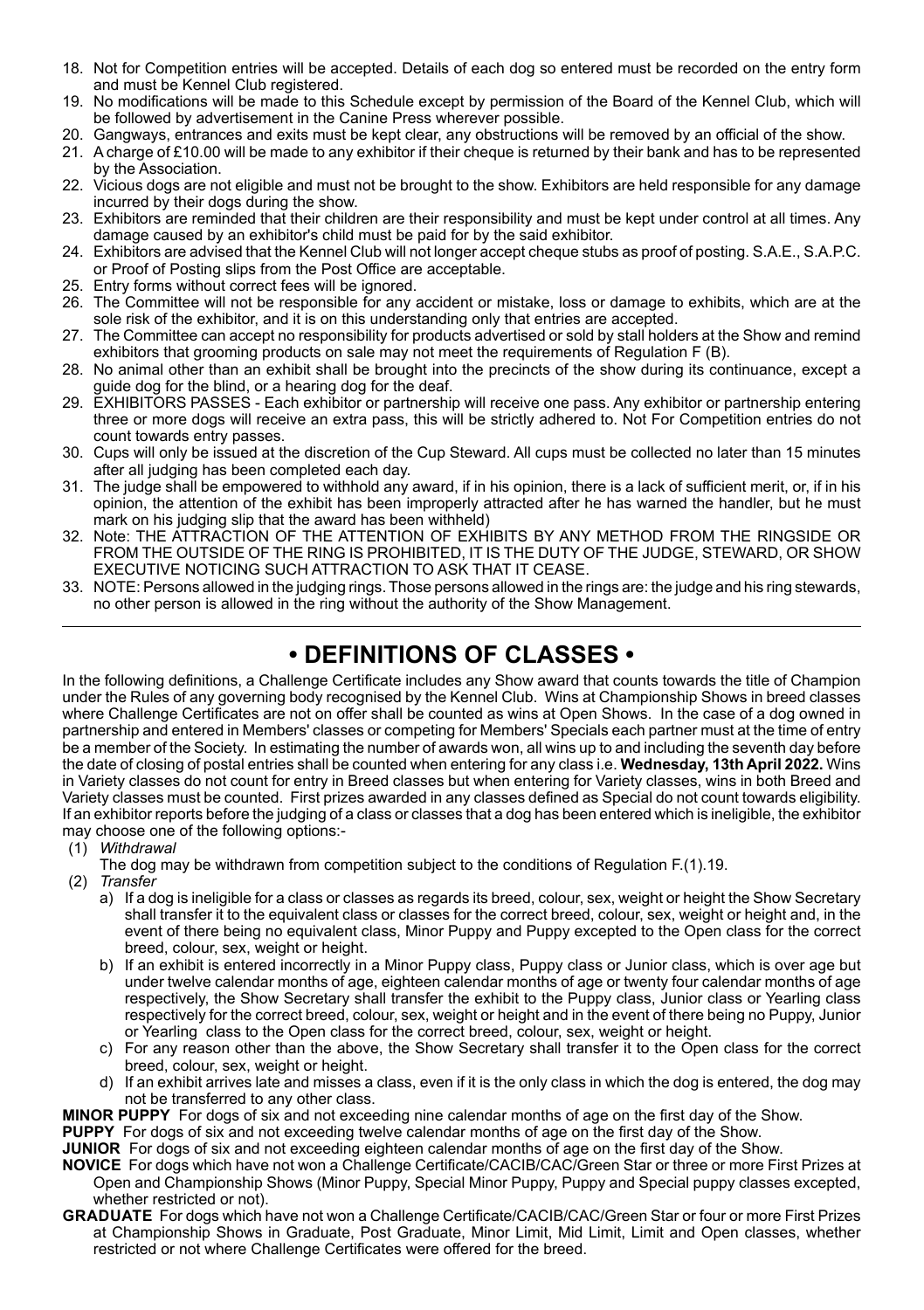18. Not for Competition entries will be accepted. Details of each dog so entered must be recorded on the entry form and must be Kennel Club registered.
19. No modifications will be made to this Schedule except by permission of the Board of the Kennel Club, which will be followed by advertisement in the Canine Press wherever possible.
20. Gangways, entrances and exits must be kept clear, any obstructions will be removed by an official of the show.
21. A charge of £10.00 will be made to any exhibitor if their cheque is returned by their bank and has to be represented by the Association.
22. Vicious dogs are not eligible and must not be brought to the show. Exhibitors are held responsible for any damage incurred by their dogs during the show.
23. Exhibitors are reminded that their children are their responsibility and must be kept under control at all times. Any damage caused by an exhibitor's child must be paid for by the said exhibitor.
24. Exhibitors are advised that the Kennel Club will not longer accept cheque stubs as proof of posting. S.A.E., S.A.P.C. or Proof of Posting slips from the Post Office are acceptable.
25. Entry forms without correct fees will be ignored.
26. The Committee will not be responsible for any accident or mistake, loss or damage to exhibits, which are at the sole risk of the exhibitor, and it is on this understanding only that entries are accepted.
27. The Committee can accept no responsibility for products advertised or sold by stall holders at the Show and remind exhibitors that grooming products on sale may not meet the requirements of Regulation F (B).
28. No animal other than an exhibit shall be brought into the precincts of the show during its continuance, except a guide dog for the blind, or a hearing dog for the deaf.
29. EXHIBITORS PASSES - Each exhibitor or partnership will receive one pass. Any exhibitor or partnership entering three or more dogs will receive an extra pass, this will be strictly adhered to. Not For Competition entries do not count towards entry passes.
30. Cups will only be issued at the discretion of the Cup Steward. All cups must be collected no later than 15 minutes after all judging has been completed each day.
31. The judge shall be empowered to withhold any award, if in his opinion, there is a lack of sufficient merit, or, if in his opinion, the attention of the exhibit has been improperly attracted after he has warned the handler, but he must mark on his judging slip that the award has been withheld)
32. Note: THE ATTRACTION OF THE ATTENTION OF EXHIBITS BY ANY METHOD FROM THE RINGSIDE OR FROM THE OUTSIDE OF THE RING IS PROHIBITED, IT IS THE DUTY OF THE JUDGE, STEWARD, OR SHOW EXECUTIVE NOTICING SUCH ATTRACTION TO ASK THAT IT CEASE.
33. NOTE: Persons allowed in the judging rings. Those persons allowed in the rings are: the judge and his ring stewards, no other person is allowed in the ring without the authority of the Show Management.

---

# • DEFINITIONS OF CLASSES •

In the following definitions, a Challenge Certificate includes any Show award that counts towards the title of Champion under the Rules of any governing body recognised by the Kennel Club. Wins at Championship Shows in breed classes where Challenge Certificates are not on offer shall be counted as wins at Open Shows. In the case of a dog owned in partnership and entered in Members' classes or competing for Members' Specials each partner must at the time of entry be a member of the Society. In estimating the number of awards won, all wins up to and including the seventh day before the date of closing of postal entries shall be counted when entering for any class i.e. **Wednesday, 13th April 2022.** Wins in Variety classes do not count for entry in Breed classes but when entering for Variety classes, wins in both Breed and Variety classes must be counted. First prizes awarded in any classes defined as Special do not count towards eligibility. If an exhibitor reports before the judging of a class or classes that a dog has been entered which is ineligible, the exhibitor may choose one of the following options:-

(1) *Withdrawal*

The dog may be withdrawn from competition subject to the conditions of Regulation F.(1).19.

(2) *Transfer*

a) If a dog is ineligible for a class or classes as regards its breed, colour, sex, weight or height the Show Secretary shall transfer it to the equivalent class or classes for the correct breed, colour, sex, weight or height and, in the event of there being no equivalent class, Minor Puppy and Puppy excepted to the Open class for the correct breed, colour, sex, weight or height.

b) If an exhibit is entered incorrectly in a Minor Puppy class, Puppy class or Junior class, which is over age but under twelve calendar months of age, eighteen calendar months of age or twenty four calendar months of age respectively, the Show Secretary shall transfer the exhibit to the Puppy class, Junior class or Yearling class respectively for the correct breed, colour, sex, weight or height and in the event of there being no Puppy, Junior or Yearling class to the Open class for the correct breed, colour, sex, weight or height.

c) For any reason other than the above, the Show Secretary shall transfer it to the Open class for the correct breed, colour, sex, weight or height.

d) If an exhibit arrives late and misses a class, even if it is the only class in which the dog is entered, the dog may not be transferred to any other class.

**MINOR PUPPY** For dogs of six and not exceeding nine calendar months of age on the first day of the Show.

**PUPPY** For dogs of six and not exceeding twelve calendar months of age on the first day of the Show.

**JUNIOR** For dogs of six and not exceeding eighteen calendar months of age on the first day of the Show.

**NOVICE** For dogs which have not won a Challenge Certificate/CACIB/CAC/Green Star or three or more First Prizes at Open and Championship Shows (Minor Puppy, Special Minor Puppy, Puppy and Special puppy classes excepted, whether restricted or not).

**GRADUATE** For dogs which have not won a Challenge Certificate/CACIB/CAC/Green Star or four or more First Prizes at Championship Shows in Graduate, Post Graduate, Minor Limit, Mid Limit, Limit and Open classes, whether restricted or not where Challenge Certificates were offered for the breed.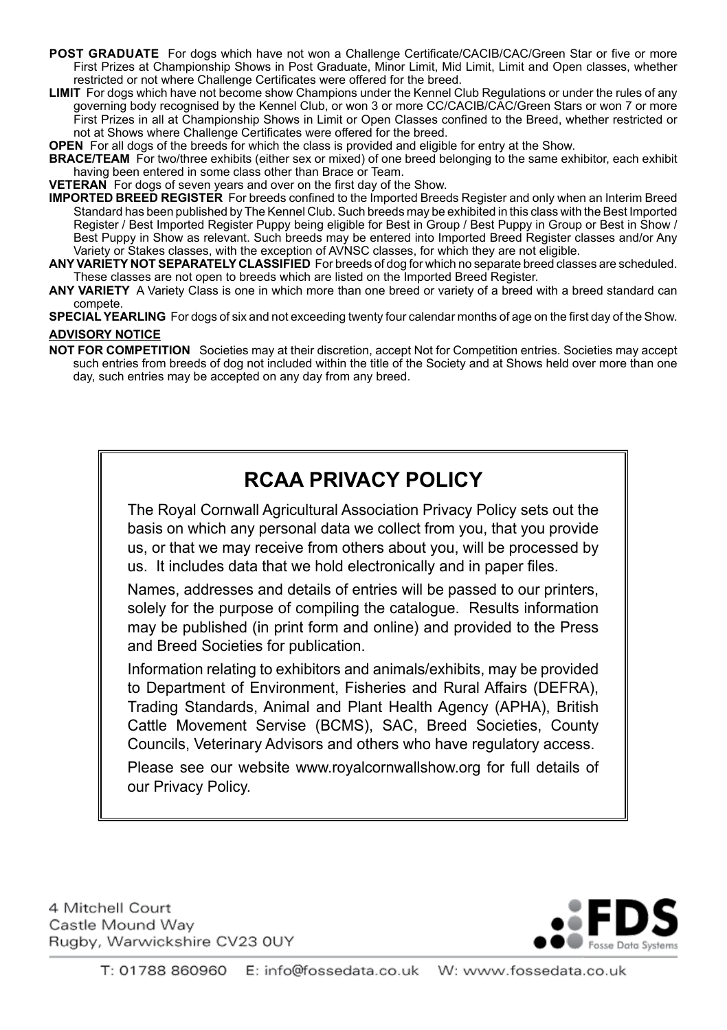**POST GRADUATE** For dogs which have not won a Challenge Certificate/CACIB/CAC/Green Star or five or more First Prizes at Championship Shows in Post Graduate, Minor Limit, Mid Limit, Limit and Open classes, whether restricted or not where Challenge Certificates were offered for the breed.

**LIMIT** For dogs which have not become show Champions under the Kennel Club Regulations or under the rules of any governing body recognised by the Kennel Club, or won 3 or more CC/CACIB/CAC/Green Stars or won 7 or more First Prizes in all at Championship Shows in Limit or Open Classes confined to the Breed, whether restricted or not at Shows where Challenge Certificates were offered for the breed.

**OPEN** For all dogs of the breeds for which the class is provided and eligible for entry at the Show.

**BRACE/TEAM** For two/three exhibits (either sex or mixed) of one breed belonging to the same exhibitor, each exhibit having been entered in some class other than Brace or Team.

**VETERAN** For dogs of seven years and over on the first day of the Show.

**IMPORTED BREED REGISTER** For breeds confined to the Imported Breeds Register and only when an Interim Breed Standard has been published by The Kennel Club. Such breeds may be exhibited in this class with the Best Imported Register / Best Imported Register Puppy being eligible for Best in Group / Best Puppy in Group or Best in Show / Best Puppy in Show as relevant. Such breeds may be entered into Imported Breed Register classes and/or Any Variety or Stakes classes, with the exception of AVNSC classes, for which they are not eligible.

**ANY VARIETY NOT SEPARATELY CLASSIFIED** For breeds of dog for which no separate breed classes are scheduled. These classes are not open to breeds which are listed on the Imported Breed Register.

**ANY VARIETY** A Variety Class is one in which more than one breed or variety of a breed with a breed standard can compete.

**SPECIAL YEARLING** For dogs of six and not exceeding twenty four calendar months of age on the first day of the Show.

**ADVISORY NOTICE**

**NOT FOR COMPETITION** Societies may at their discretion, accept Not for Competition entries. Societies may accept such entries from breeds of dog not included within the title of the Society and at Shows held over more than one day, such entries may be accepted on any day from any breed.

## RCAA PRIVACY POLICY

The Royal Cornwall Agricultural Association Privacy Policy sets out the basis on which any personal data we collect from you, that you provide us, or that we may receive from others about you, will be processed by us. It includes data that we hold electronically and in paper files.

Names, addresses and details of entries will be passed to our printers, solely for the purpose of compiling the catalogue. Results information may be published (in print form and online) and provided to the Press and Breed Societies for publication.

Information relating to exhibitors and animals/exhibits, may be provided to Department of Environment, Fisheries and Rural Affairs (DEFRA), Trading Standards, Animal and Plant Health Agency (APHA), British Cattle Movement Servise (BCMS), SAC, Breed Societies, County Councils, Veterinary Advisors and others who have regulatory access.

Please see our website www.royalcornwallshow.org for full details of our Privacy Policy.

4 Mitchell Court
Castle Mound Way
Rugby, Warwickshire CV23 0UY

FDS Fosse Data Systems

T: 01788 860960 E: info@fossedata.co.uk W: www.fossedata.co.uk